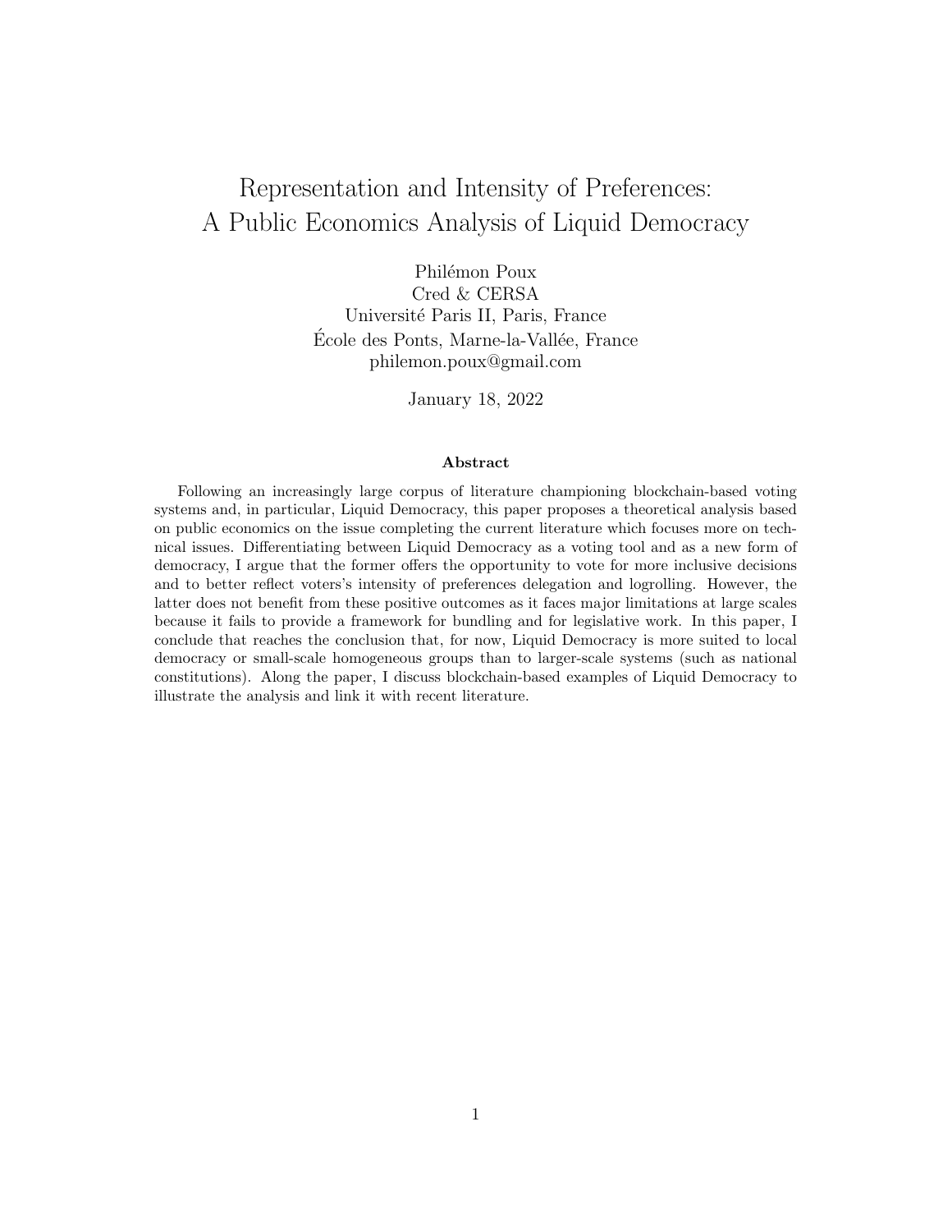# Representation and Intensity of Preferences: A Public Economics Analysis of Liquid Democracy

Philémon Poux
Cred & CERSA
Université Paris II, Paris, France
École des Ponts, Marne-la-Vallée, France
philemon.poux@gmail.com

January 18, 2022

### Abstract

Following an increasingly large corpus of literature championing blockchain-based voting systems and, in particular, Liquid Democracy, this paper proposes a theoretical analysis based on public economics on the issue completing the current literature which focuses more on technical issues. Differentiating between Liquid Democracy as a voting tool and as a new form of democracy, I argue that the former offers the opportunity to vote for more inclusive decisions and to better reflect voters's intensity of preferences delegation and logrolling. However, the latter does not benefit from these positive outcomes as it faces major limitations at large scales because it fails to provide a framework for bundling and for legislative work. In this paper, I conclude that reaches the conclusion that, for now, Liquid Democracy is more suited to local democracy or small-scale homogeneous groups than to larger-scale systems (such as national constitutions). Along the paper, I discuss blockchain-based examples of Liquid Democracy to illustrate the analysis and link it with recent literature.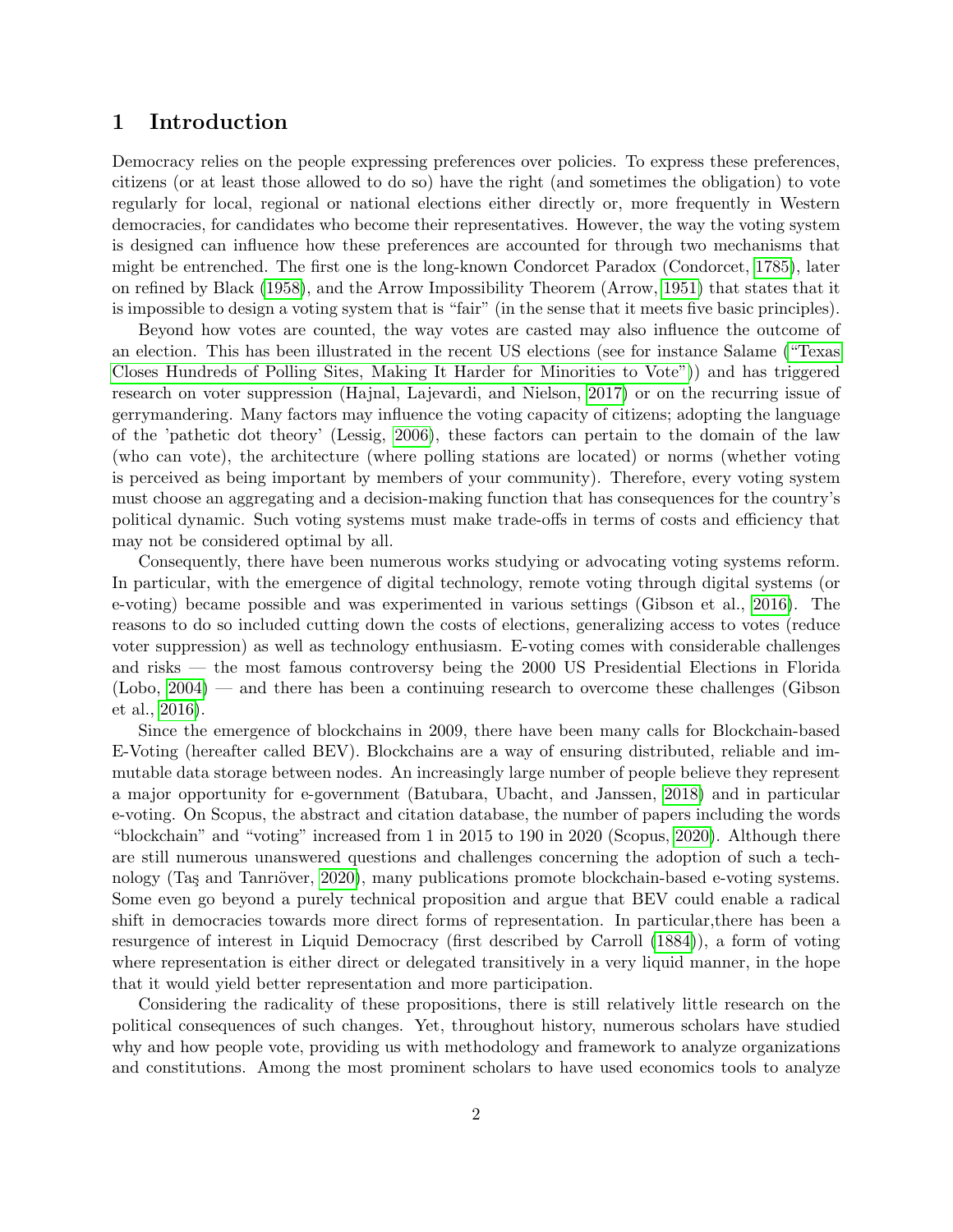# 1 Introduction

Democracy relies on the people expressing preferences over policies. To express these preferences, citizens (or at least those allowed to do so) have the right (and sometimes the obligation) to vote regularly for local, regional or national elections either directly or, more frequently in Western democracies, for candidates who become their representatives. However, the way the voting system is designed can influence how these preferences are accounted for through two mechanisms that might be entrenched. The first one is the long-known Condorcet Paradox (Condorcet, 1785), later on refined by Black (1958), and the Arrow Impossibility Theorem (Arrow, 1951) that states that it is impossible to design a voting system that is "fair" (in the sense that it meets five basic principles).

Beyond how votes are counted, the way votes are casted may also influence the outcome of an election. This has been illustrated in the recent US elections (see for instance Salame ("Texas Closes Hundreds of Polling Sites, Making It Harder for Minorities to Vote")) and has triggered research on voter suppression (Hajnal, Lajevardi, and Nielson, 2017) or on the recurring issue of gerrymandering. Many factors may influence the voting capacity of citizens; adopting the language of the 'pathetic dot theory' (Lessig, 2006), these factors can pertain to the domain of the law (who can vote), the architecture (where polling stations are located) or norms (whether voting is perceived as being important by members of your community). Therefore, every voting system must choose an aggregating and a decision-making function that has consequences for the country's political dynamic. Such voting systems must make trade-offs in terms of costs and efficiency that may not be considered optimal by all.

Consequently, there have been numerous works studying or advocating voting systems reform. In particular, with the emergence of digital technology, remote voting through digital systems (or e-voting) became possible and was experimented in various settings (Gibson et al., 2016). The reasons to do so included cutting down the costs of elections, generalizing access to votes (reduce voter suppression) as well as technology enthusiasm. E-voting comes with considerable challenges and risks — the most famous controversy being the 2000 US Presidential Elections in Florida (Lobo, 2004) — and there has been a continuing research to overcome these challenges (Gibson et al., 2016).

Since the emergence of blockchains in 2009, there have been many calls for Blockchain-based E-Voting (hereafter called BEV). Blockchains are a way of ensuring distributed, reliable and immutable data storage between nodes. An increasingly large number of people believe they represent a major opportunity for e-government (Batubara, Ubacht, and Janssen, 2018) and in particular e-voting. On Scopus, the abstract and citation database, the number of papers including the words "blockchain" and "voting" increased from 1 in 2015 to 190 in 2020 (Scopus, 2020). Although there are still numerous unanswered questions and challenges concerning the adoption of such a technology (Taş and Tanriöver, 2020), many publications promote blockchain-based e-voting systems. Some even go beyond a purely technical proposition and argue that BEV could enable a radical shift in democracies towards more direct forms of representation. In particular,there has been a resurgence of interest in Liquid Democracy (first described by Carroll (1884)), a form of voting where representation is either direct or delegated transitively in a very liquid manner, in the hope that it would yield better representation and more participation.

Considering the radicality of these propositions, there is still relatively little research on the political consequences of such changes. Yet, throughout history, numerous scholars have studied why and how people vote, providing us with methodology and framework to analyze organizations and constitutions. Among the most prominent scholars to have used economics tools to analyze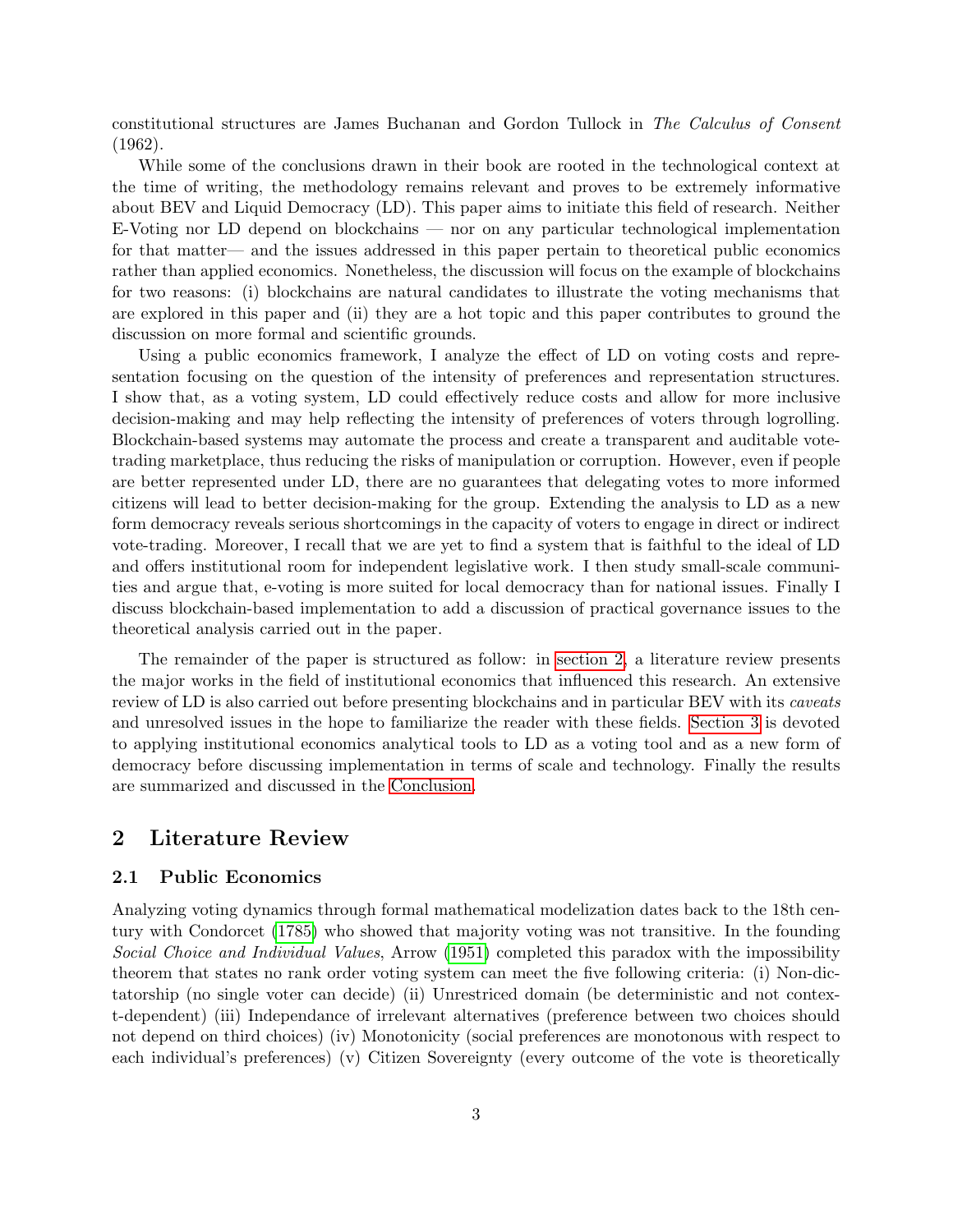constitutional structures are James Buchanan and Gordon Tullock in *The Calculus of Consent* (1962).

While some of the conclusions drawn in their book are rooted in the technological context at the time of writing, the methodology remains relevant and proves to be extremely informative about BEV and Liquid Democracy (LD). This paper aims to initiate this field of research. Neither E-Voting nor LD depend on blockchains — nor on any particular technological implementation for that matter— and the issues addressed in this paper pertain to theoretical public economics rather than applied economics. Nonetheless, the discussion will focus on the example of blockchains for two reasons: (i) blockchains are natural candidates to illustrate the voting mechanisms that are explored in this paper and (ii) they are a hot topic and this paper contributes to ground the discussion on more formal and scientific grounds.

Using a public economics framework, I analyze the effect of LD on voting costs and representation focusing on the question of the intensity of preferences and representation structures. I show that, as a voting system, LD could effectively reduce costs and allow for more inclusive decision-making and may help reflecting the intensity of preferences of voters through logrolling. Blockchain-based systems may automate the process and create a transparent and auditable vote-trading marketplace, thus reducing the risks of manipulation or corruption. However, even if people are better represented under LD, there are no guarantees that delegating votes to more informed citizens will lead to better decision-making for the group. Extending the analysis to LD as a new form democracy reveals serious shortcomings in the capacity of voters to engage in direct or indirect vote-trading. Moreover, I recall that we are yet to find a system that is faithful to the ideal of LD and offers institutional room for independent legislative work. I then study small-scale communities and argue that, e-voting is more suited for local democracy than for national issues. Finally I discuss blockchain-based implementation to add a discussion of practical governance issues to the theoretical analysis carried out in the paper.

The remainder of the paper is structured as follow: in section 2, a literature review presents the major works in the field of institutional economics that influenced this research. An extensive review of LD is also carried out before presenting blockchains and in particular BEV with its *caveats* and unresolved issues in the hope to familiarize the reader with these fields. Section 3 is devoted to applying institutional economics analytical tools to LD as a voting tool and as a new form of democracy before discussing implementation in terms of scale and technology. Finally the results are summarized and discussed in the Conclusion.

## 2 Literature Review

### 2.1 Public Economics

Analyzing voting dynamics through formal mathematical modelization dates back to the 18th century with Condorcet (1785) who showed that majority voting was not transitive. In the founding *Social Choice and Individual Values*, Arrow (1951) completed this paradox with the impossibility theorem that states no rank order voting system can meet the five following criteria: (i) Non-dictatorship (no single voter can decide) (ii) Unrestriced domain (be deterministic and not context-dependent) (iii) Independance of irrelevant alternatives (preference between two choices should not depend on third choices) (iv) Monotonicity (social preferences are monotonous with respect to each individual's preferences) (v) Citizen Sovereignty (every outcome of the vote is theoretically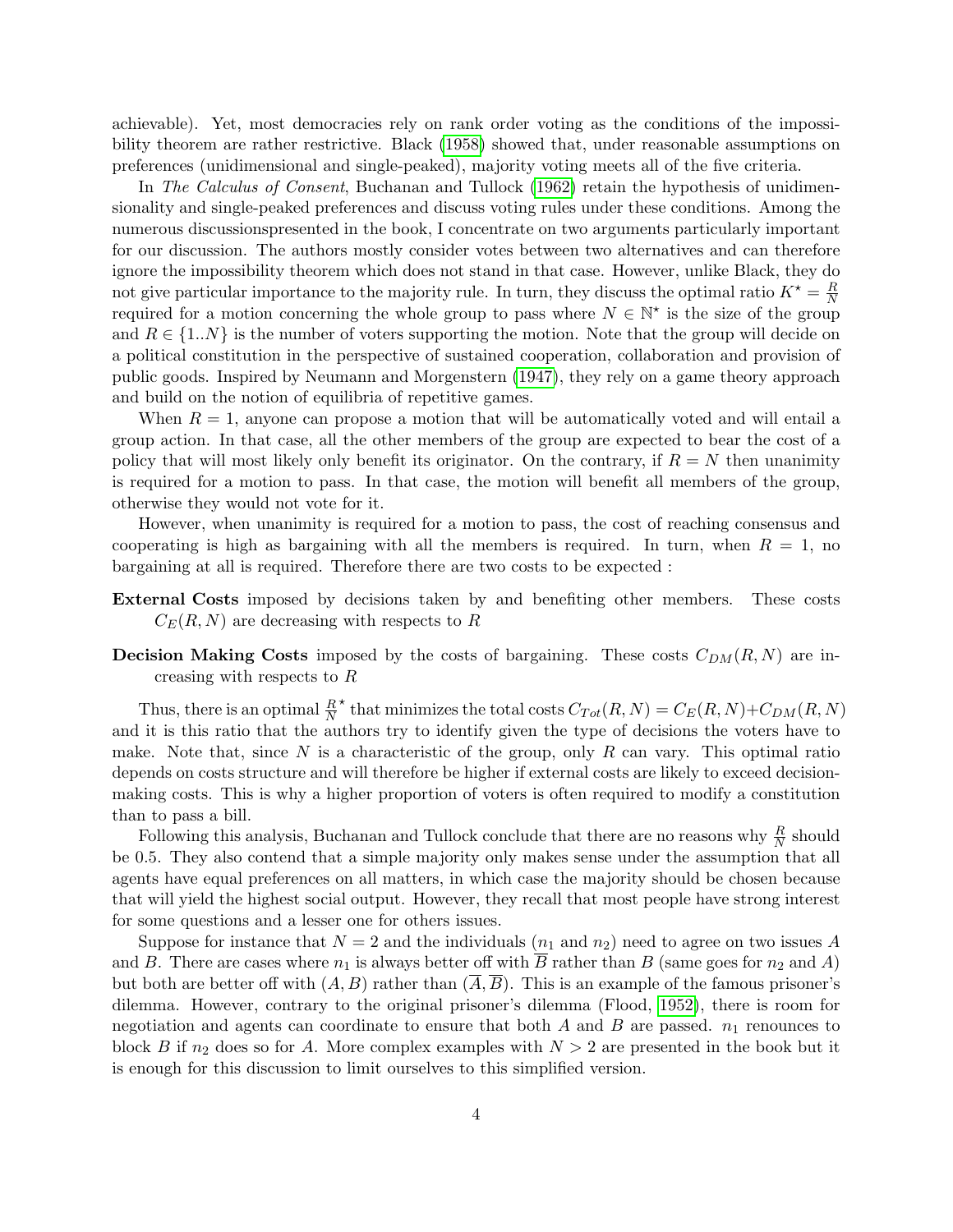achievable). Yet, most democracies rely on rank order voting as the conditions of the impossibility theorem are rather restrictive. Black (1958) showed that, under reasonable assumptions on preferences (unidimensional and single-peaked), majority voting meets all of the five criteria.

In *The Calculus of Consent*, Buchanan and Tullock (1962) retain the hypothesis of unidimensionality and single-peaked preferences and discuss voting rules under these conditions. Among the numerous discussionspresented in the book, I concentrate on two arguments particularly important for our discussion. The authors mostly consider votes between two alternatives and can therefore ignore the impossibility theorem which does not stand in that case. However, unlike Black, they do not give particular importance to the majority rule. In turn, they discuss the optimal ratio $K^{\star} = \frac{R}{N}$ required for a motion concerning the whole group to pass where $N \in \mathbb{N}^{\star}$ is the size of the group and $R \in \{1..N\}$ is the number of voters supporting the motion. Note that the group will decide on a political constitution in the perspective of sustained cooperation, collaboration and provision of public goods. Inspired by Neumann and Morgenstern (1947), they rely on a game theory approach and build on the notion of equilibria of repetitive games.

When $R = 1$, anyone can propose a motion that will be automatically voted and will entail a group action. In that case, all the other members of the group are expected to bear the cost of a policy that will most likely only benefit its originator. On the contrary, if $R = N$ then unanimity is required for a motion to pass. In that case, the motion will benefit all members of the group, otherwise they would not vote for it.

However, when unanimity is required for a motion to pass, the cost of reaching consensus and cooperating is high as bargaining with all the members is required. In turn, when $R = 1$, no bargaining at all is required. Therefore there are two costs to be expected :

**External Costs** imposed by decisions taken by and benefiting other members. These costs $C_E(R, N)$ are decreasing with respects to $R$

**Decision Making Costs** imposed by the costs of bargaining. These costs $C_{DM}(R, N)$ are increasing with respects to $R$

Thus, there is an optimal $\frac{R}{N}^{\star}$ that minimizes the total costs $C_{Tot}(R, N) = C_E(R, N)+C_{DM}(R, N)$ and it is this ratio that the authors try to identify given the type of decisions the voters have to make. Note that, since $N$ is a characteristic of the group, only $R$ can vary. This optimal ratio depends on costs structure and will therefore be higher if external costs are likely to exceed decision-making costs. This is why a higher proportion of voters is often required to modify a constitution than to pass a bill.

Following this analysis, Buchanan and Tullock conclude that there are no reasons why $\frac{R}{N}$ should be 0.5. They also contend that a simple majority only makes sense under the assumption that all agents have equal preferences on all matters, in which case the majority should be chosen because that will yield the highest social output. However, they recall that most people have strong interest for some questions and a lesser one for others issues.

Suppose for instance that $N = 2$ and the individuals ($n_1$ and $n_2$) need to agree on two issues $A$ and $B$. There are cases where $n_1$ is always better off with $\overline{B}$ rather than $B$ (same goes for $n_2$ and $A$) but both are better off with $(A, B)$ rather than $(\overline{A}, \overline{B})$. This is an example of the famous prisoner's dilemma. However, contrary to the original prisoner's dilemma (Flood, 1952), there is room for negotiation and agents can coordinate to ensure that both $A$ and $B$ are passed. $n_1$ renounces to block $B$ if $n_2$ does so for $A$. More complex examples with $N > 2$ are presented in the book but it is enough for this discussion to limit ourselves to this simplified version.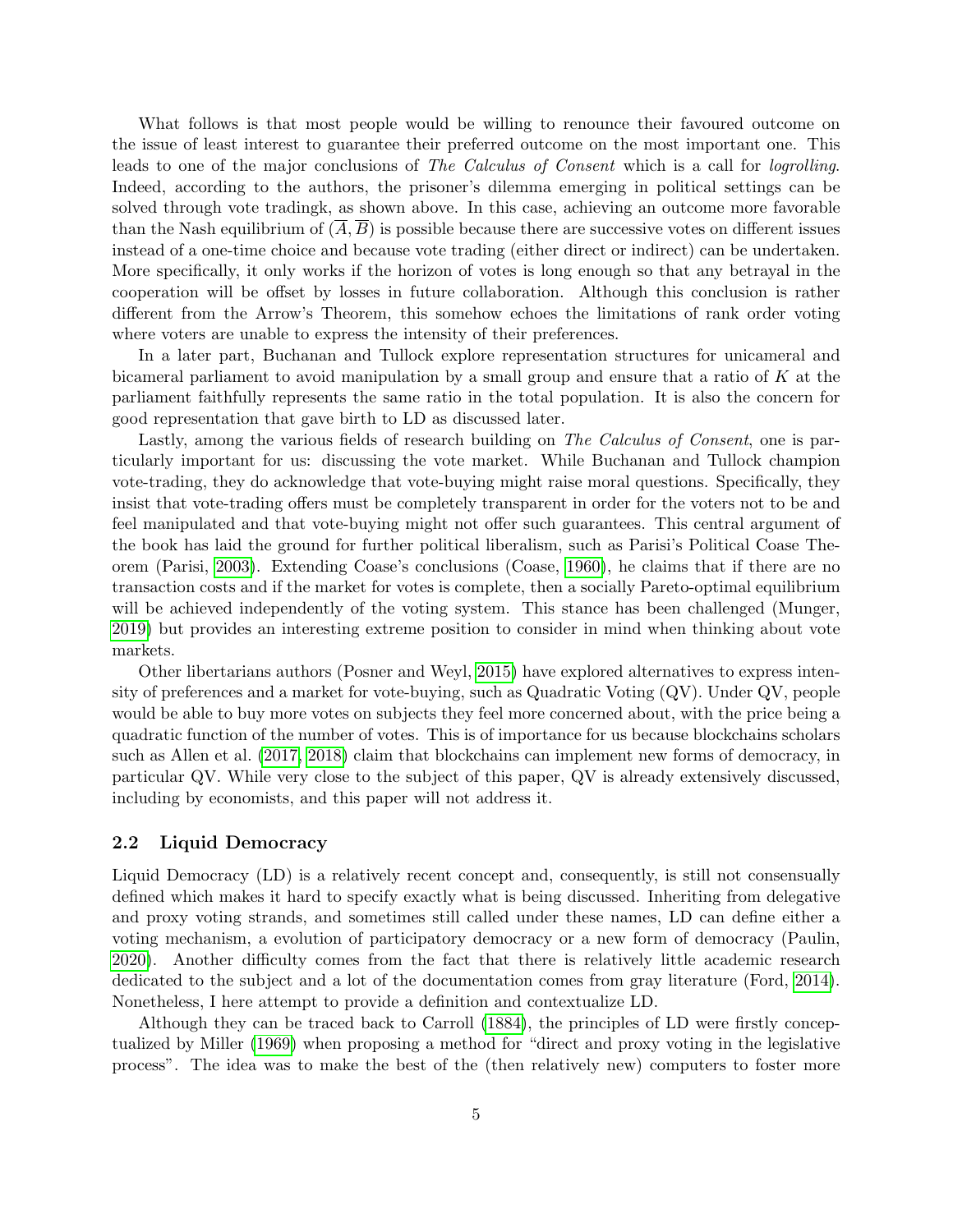What follows is that most people would be willing to renounce their favoured outcome on the issue of least interest to guarantee their preferred outcome on the most important one. This leads to one of the major conclusions of *The Calculus of Consent* which is a call for *logrolling*. Indeed, according to the authors, the prisoner's dilemma emerging in political settings can be solved through vote tradingk, as shown above. In this case, achieving an outcome more favorable than the Nash equilibrium of $(\overline{A}, \overline{B})$ is possible because there are successive votes on different issues instead of a one-time choice and because vote trading (either direct or indirect) can be undertaken. More specifically, it only works if the horizon of votes is long enough so that any betrayal in the cooperation will be offset by losses in future collaboration. Although this conclusion is rather different from the Arrow's Theorem, this somehow echoes the limitations of rank order voting where voters are unable to express the intensity of their preferences.

In a later part, Buchanan and Tullock explore representation structures for unicameral and bicameral parliament to avoid manipulation by a small group and ensure that a ratio of $K$ at the parliament faithfully represents the same ratio in the total population. It is also the concern for good representation that gave birth to LD as discussed later.

Lastly, among the various fields of research building on *The Calculus of Consent*, one is particularly important for us: discussing the vote market. While Buchanan and Tullock champion vote-trading, they do acknowledge that vote-buying might raise moral questions. Specifically, they insist that vote-trading offers must be completely transparent in order for the voters not to be and feel manipulated and that vote-buying might not offer such guarantees. This central argument of the book has laid the ground for further political liberalism, such as Parisi's Political Coase Theorem (Parisi, 2003). Extending Coase's conclusions (Coase, 1960), he claims that if there are no transaction costs and if the market for votes is complete, then a socially Pareto-optimal equilibrium will be achieved independently of the voting system. This stance has been challenged (Munger, 2019) but provides an interesting extreme position to consider in mind when thinking about vote markets.

Other libertarians authors (Posner and Weyl, 2015) have explored alternatives to express intensity of preferences and a market for vote-buying, such as Quadratic Voting (QV). Under QV, people would be able to buy more votes on subjects they feel more concerned about, with the price being a quadratic function of the number of votes. This is of importance for us because blockchains scholars such as Allen et al. (2017, 2018) claim that blockchains can implement new forms of democracy, in particular QV. While very close to the subject of this paper, QV is already extensively discussed, including by economists, and this paper will not address it.

## 2.2 Liquid Democracy

Liquid Democracy (LD) is a relatively recent concept and, consequently, is still not consensually defined which makes it hard to specify exactly what is being discussed. Inheriting from delegative and proxy voting strands, and sometimes still called under these names, LD can define either a voting mechanism, a evolution of participatory democracy or a new form of democracy (Paulin, 2020). Another difficulty comes from the fact that there is relatively little academic research dedicated to the subject and a lot of the documentation comes from gray literature (Ford, 2014). Nonetheless, I here attempt to provide a definition and contextualize LD.

Although they can be traced back to Carroll (1884), the principles of LD were firstly conceptualized by Miller (1969) when proposing a method for "direct and proxy voting in the legislative process". The idea was to make the best of the (then relatively new) computers to foster more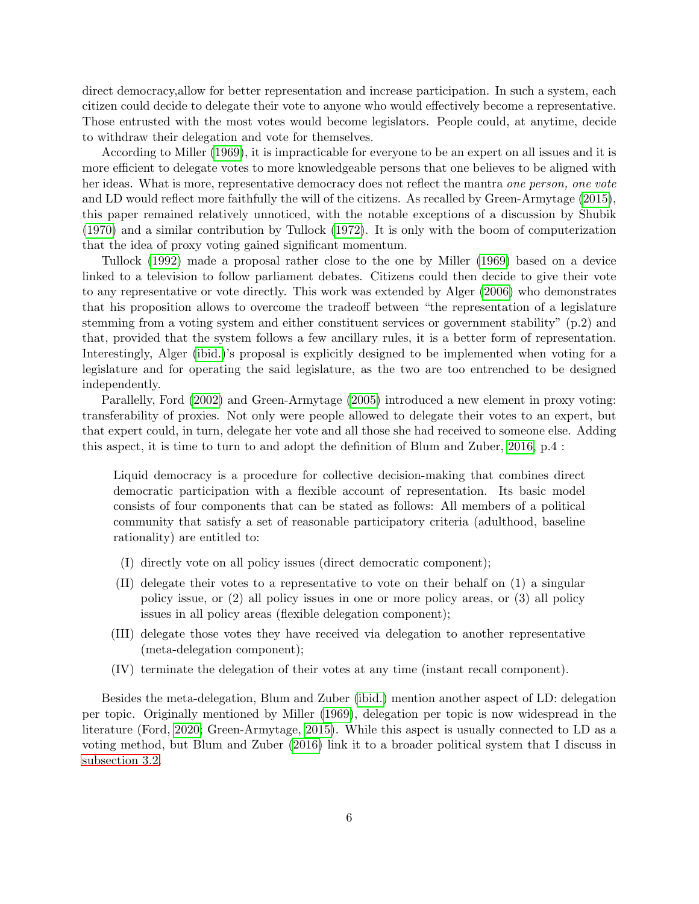direct democracy,allow for better representation and increase participation. In such a system, each citizen could decide to delegate their vote to anyone who would effectively become a representative. Those entrusted with the most votes would become legislators. People could, at anytime, decide to withdraw their delegation and vote for themselves.

According to Miller (1969), it is impracticable for everyone to be an expert on all issues and it is more efficient to delegate votes to more knowledgeable persons that one believes to be aligned with her ideas. What is more, representative democracy does not reflect the mantra *one person, one vote* and LD would reflect more faithfully the will of the citizens. As recalled by Green-Armytage (2015), this paper remained relatively unnoticed, with the notable exceptions of a discussion by Shubik (1970) and a similar contribution by Tullock (1972). It is only with the boom of computerization that the idea of proxy voting gained significant momentum.

Tullock (1992) made a proposal rather close to the one by Miller (1969) based on a device linked to a television to follow parliament debates. Citizens could then decide to give their vote to any representative or vote directly. This work was extended by Alger (2006) who demonstrates that his proposition allows to overcome the tradeoff between "the representation of a legislature stemming from a voting system and either constituent services or government stability" (p.2) and that, provided that the system follows a few ancillary rules, it is a better form of representation. Interestingly, Alger (ibid.)'s proposal is explicitly designed to be implemented when voting for a legislature and for operating the said legislature, as the two are too entrenched to be designed independently.

Parallelly, Ford (2002) and Green-Armytage (2005) introduced a new element in proxy voting: transferability of proxies. Not only were people allowed to delegate their votes to an expert, but that expert could, in turn, delegate her vote and all those she had received to someone else. Adding this aspect, it is time to turn to and adopt the definition of Blum and Zuber, 2016, p.4 :

> Liquid democracy is a procedure for collective decision-making that combines direct democratic participation with a flexible account of representation. Its basic model consists of four components that can be stated as follows: All members of a political community that satisfy a set of reasonable participatory criteria (adulthood, baseline rationality) are entitled to:
>
> (I) directly vote on all policy issues (direct democratic component);
>
> (II) delegate their votes to a representative to vote on their behalf on (1) a singular policy issue, or (2) all policy issues in one or more policy areas, or (3) all policy issues in all policy areas (flexible delegation component);
>
> (III) delegate those votes they have received via delegation to another representative (meta-delegation component);
>
> (IV) terminate the delegation of their votes at any time (instant recall component).

Besides the meta-delegation, Blum and Zuber (ibid.) mention another aspect of LD: delegation per topic. Originally mentioned by Miller (1969), delegation per topic is now widespread in the literature (Ford, 2020; Green-Armytage, 2015). While this aspect is usually connected to LD as a voting method, but Blum and Zuber (2016) link it to a broader political system that I discuss in subsection 3.2.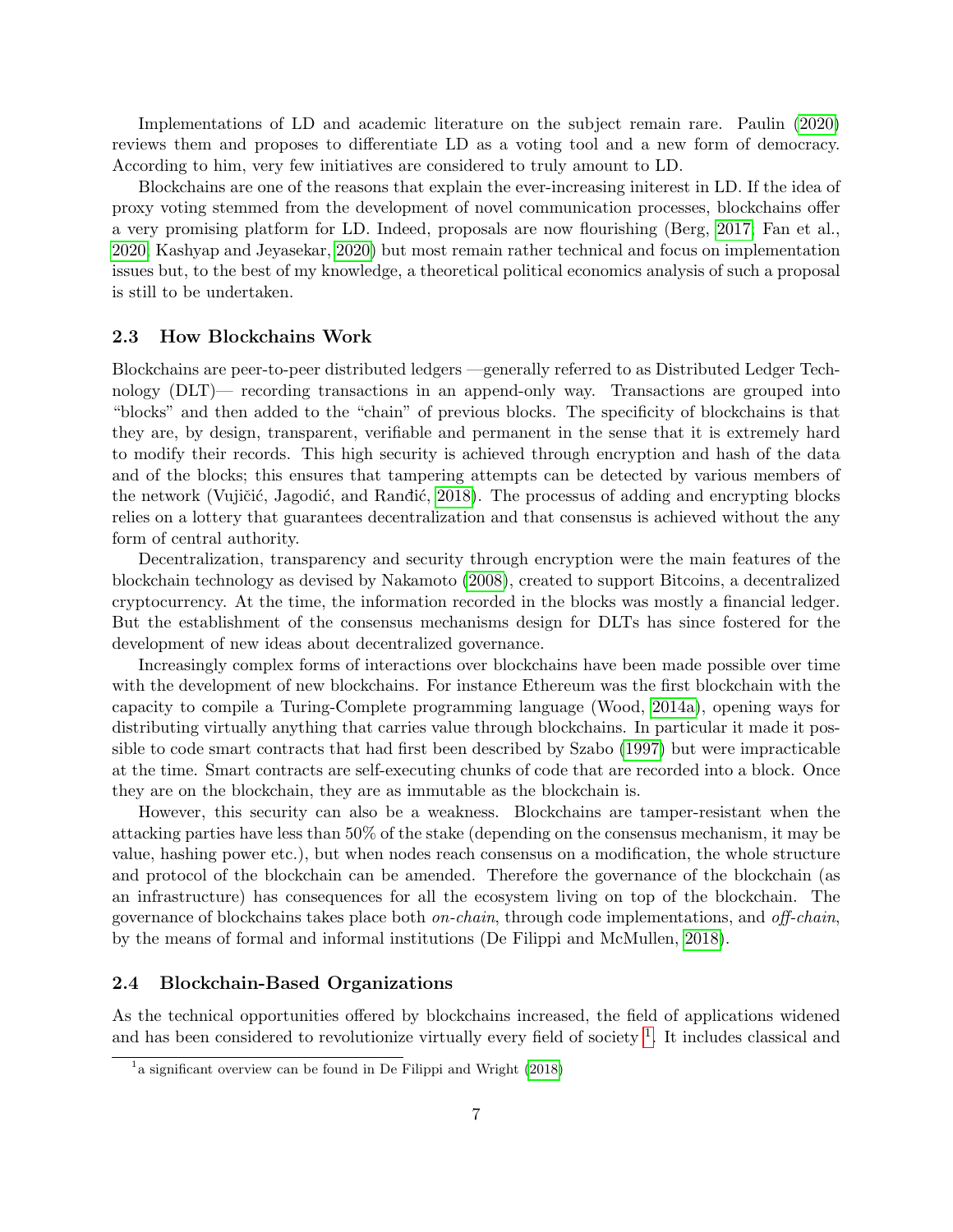Implementations of LD and academic literature on the subject remain rare. Paulin (2020) reviews them and proposes to differentiate LD as a voting tool and a new form of democracy. According to him, very few initiatives are considered to truly amount to LD.

Blockchains are one of the reasons that explain the ever-increasing initerest in LD. If the idea of proxy voting stemmed from the development of novel communication processes, blockchains offer a very promising platform for LD. Indeed, proposals are now flourishing (Berg, 2017; Fan et al., 2020; Kashyap and Jeyasekar, 2020) but most remain rather technical and focus on implementation issues but, to the best of my knowledge, a theoretical political economics analysis of such a proposal is still to be undertaken.

### 2.3 How Blockchains Work

Blockchains are peer-to-peer distributed ledgers —generally referred to as Distributed Ledger Technology (DLT)— recording transactions in an append-only way. Transactions are grouped into "blocks" and then added to the "chain" of previous blocks. The specificity of blockchains is that they are, by design, transparent, verifiable and permanent in the sense that it is extremely hard to modify their records. This high security is achieved through encryption and hash of the data and of the blocks; this ensures that tampering attempts can be detected by various members of the network (Vujičić, Jagodić, and Ranđić, 2018). The processus of adding and encrypting blocks relies on a lottery that guarantees decentralization and that consensus is achieved without the any form of central authority.

Decentralization, transparency and security through encryption were the main features of the blockchain technology as devised by Nakamoto (2008), created to support Bitcoins, a decentralized cryptocurrency. At the time, the information recorded in the blocks was mostly a financial ledger. But the establishment of the consensus mechanisms design for DLTs has since fostered for the development of new ideas about decentralized governance.

Increasingly complex forms of interactions over blockchains have been made possible over time with the development of new blockchains. For instance Ethereum was the first blockchain with the capacity to compile a Turing-Complete programming language (Wood, 2014a), opening ways for distributing virtually anything that carries value through blockchains. In particular it made it possible to code smart contracts that had first been described by Szabo (1997) but were impracticable at the time. Smart contracts are self-executing chunks of code that are recorded into a block. Once they are on the blockchain, they are as immutable as the blockchain is.

However, this security can also be a weakness. Blockchains are tamper-resistant when the attacking parties have less than 50% of the stake (depending on the consensus mechanism, it may be value, hashing power etc.), but when nodes reach consensus on a modification, the whole structure and protocol of the blockchain can be amended. Therefore the governance of the blockchain (as an infrastructure) has consequences for all the ecosystem living on top of the blockchain. The governance of blockchains takes place both *on-chain*, through code implementations, and *off-chain*, by the means of formal and informal institutions (De Filippi and McMullen, 2018).

### 2.4 Blockchain-Based Organizations

As the technical opportunities offered by blockchains increased, the field of applications widened and has been considered to revolutionize virtually every field of society [1]. It includes classical and

[1] a significant overview can be found in De Filippi and Wright (2018)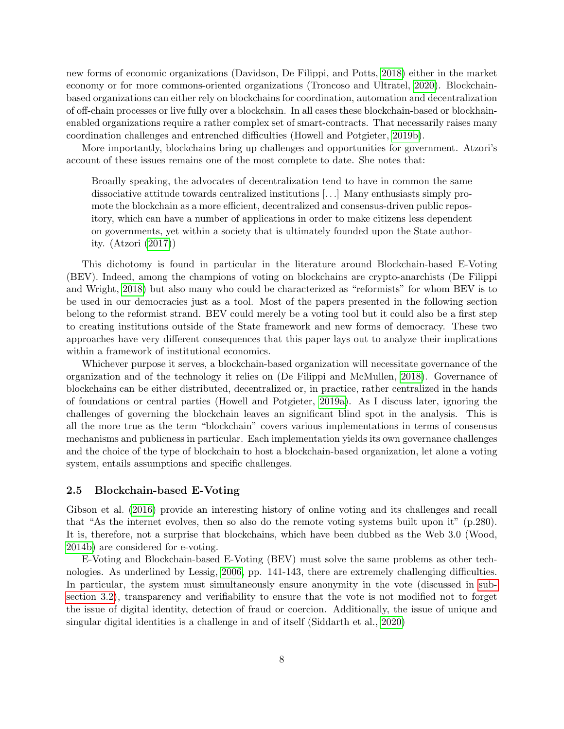new forms of economic organizations (Davidson, De Filippi, and Potts, 2018) either in the market economy or for more commons-oriented organizations (Troncoso and Ultratel, 2020). Blockchain-based organizations can either rely on blockchains for coordination, automation and decentralization of off-chain processes or live fully over a blockchain. In all cases these blockchain-based or blockhain-enabled organizations require a rather complex set of smart-contracts. That necessarily raises many coordination challenges and entrenched difficulties (Howell and Potgieter, 2019b).

More importantly, blockchains bring up challenges and opportunities for government. Atzori's account of these issues remains one of the most complete to date. She notes that:

> Broadly speaking, the advocates of decentralization tend to have in common the same dissociative attitude towards centralized institutions [...] Many enthusiasts simply promote the blockchain as a more efficient, decentralized and consensus-driven public repository, which can have a number of applications in order to make citizens less dependent on governments, yet within a society that is ultimately founded upon the State authority. (Atzori (2017))

This dichotomy is found in particular in the literature around Blockchain-based E-Voting (BEV). Indeed, among the champions of voting on blockchains are crypto-anarchists (De Filippi and Wright, 2018) but also many who could be characterized as "reformists" for whom BEV is to be used in our democracies just as a tool. Most of the papers presented in the following section belong to the reformist strand. BEV could merely be a voting tool but it could also be a first step to creating institutions outside of the State framework and new forms of democracy. These two approaches have very different consequences that this paper lays out to analyze their implications within a framework of institutional economics.

Whichever purpose it serves, a blockchain-based organization will necessitate governance of the organization and of the technology it relies on (De Filippi and McMullen, 2018). Governance of blockchains can be either distributed, decentralized or, in practice, rather centralized in the hands of foundations or central parties (Howell and Potgieter, 2019a). As I discuss later, ignoring the challenges of governing the blockchain leaves an significant blind spot in the analysis. This is all the more true as the term "blockchain" covers various implementations in terms of consensus mechanisms and publicness in particular. Each implementation yields its own governance challenges and the choice of the type of blockchain to host a blockchain-based organization, let alone a voting system, entails assumptions and specific challenges.

### 2.5 Blockchain-based E-Voting

Gibson et al. (2016) provide an interesting history of online voting and its challenges and recall that "As the internet evolves, then so also do the remote voting systems built upon it" (p.280). It is, therefore, not a surprise that blockchains, which have been dubbed as the Web 3.0 (Wood, 2014b) are considered for e-voting.

E-Voting and Blockchain-based E-Voting (BEV) must solve the same problems as other technologies. As underlined by Lessig, 2006, pp. 141-143, there are extremely challenging difficulties. In particular, the system must simultaneously ensure anonymity in the vote (discussed in subsection 3.2), transparency and verifiability to ensure that the vote is not modified not to forget the issue of digital identity, detection of fraud or coercion. Additionally, the issue of unique and singular digital identities is a challenge in and of itself (Siddarth et al., 2020)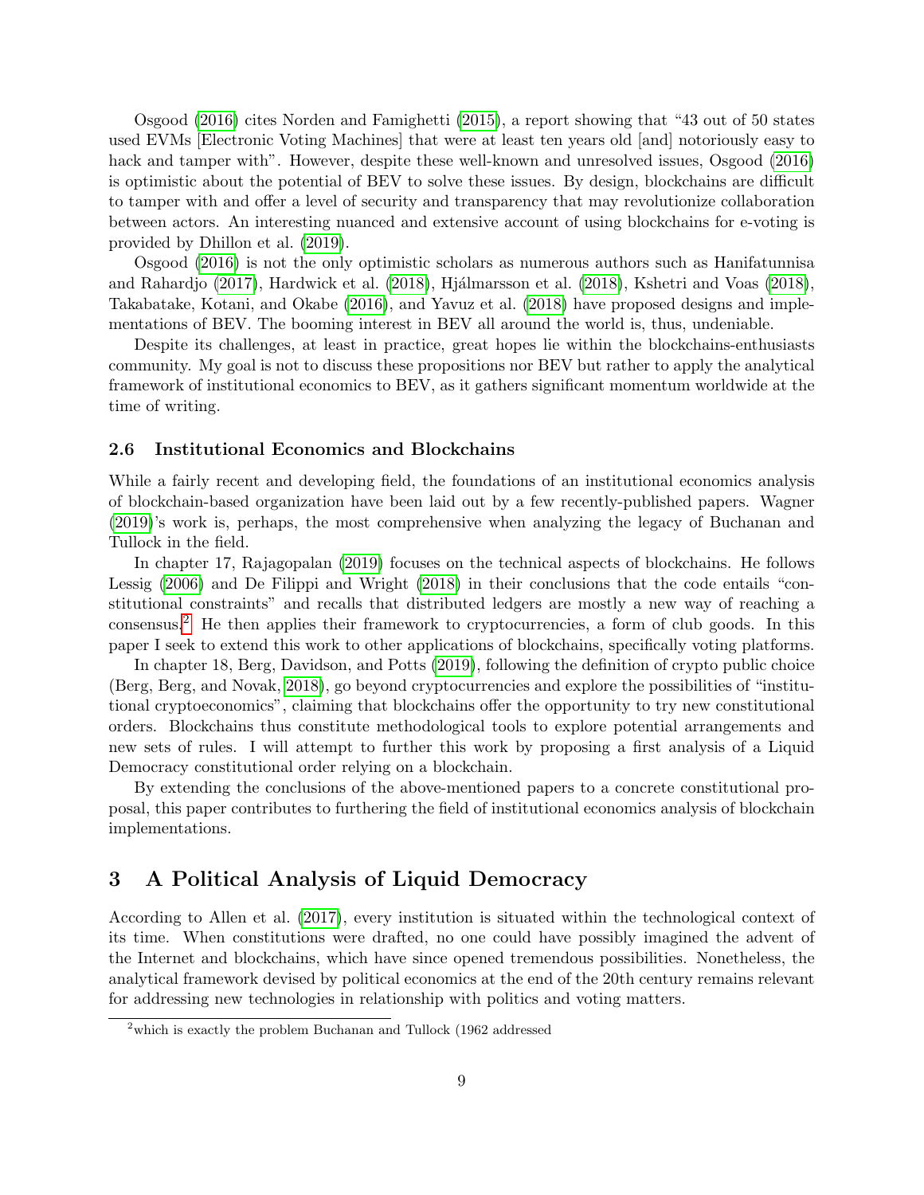Osgood (2016) cites Norden and Famighetti (2015), a report showing that "43 out of 50 states used EVMs [Electronic Voting Machines] that were at least ten years old [and] notoriously easy to hack and tamper with". However, despite these well-known and unresolved issues, Osgood (2016) is optimistic about the potential of BEV to solve these issues. By design, blockchains are difficult to tamper with and offer a level of security and transparency that may revolutionize collaboration between actors. An interesting nuanced and extensive account of using blockchains for e-voting is provided by Dhillon et al. (2019).

Osgood (2016) is not the only optimistic scholars as numerous authors such as Hanifatunnisa and Rahardjo (2017), Hardwick et al. (2018), Hjálmarsson et al. (2018), Kshetri and Voas (2018), Takabatake, Kotani, and Okabe (2016), and Yavuz et al. (2018) have proposed designs and implementations of BEV. The booming interest in BEV all around the world is, thus, undeniable.

Despite its challenges, at least in practice, great hopes lie within the blockchains-enthusiasts community. My goal is not to discuss these propositions nor BEV but rather to apply the analytical framework of institutional economics to BEV, as it gathers significant momentum worldwide at the time of writing.

### 2.6 Institutional Economics and Blockchains

While a fairly recent and developing field, the foundations of an institutional economics analysis of blockchain-based organization have been laid out by a few recently-published papers. Wagner (2019)'s work is, perhaps, the most comprehensive when analyzing the legacy of Buchanan and Tullock in the field.

In chapter 17, Rajagopalan (2019) focuses on the technical aspects of blockchains. He follows Lessig (2006) and De Filippi and Wright (2018) in their conclusions that the code entails "constitutional constraints" and recalls that distributed ledgers are mostly a new way of reaching a consensus.[2] He then applies their framework to cryptocurrencies, a form of club goods. In this paper I seek to extend this work to other applications of blockchains, specifically voting platforms.

In chapter 18, Berg, Davidson, and Potts (2019), following the definition of crypto public choice (Berg, Berg, and Novak, 2018), go beyond cryptocurrencies and explore the possibilities of "institutional cryptoeconomics", claiming that blockchains offer the opportunity to try new constitutional orders. Blockchains thus constitute methodological tools to explore potential arrangements and new sets of rules. I will attempt to further this work by proposing a first analysis of a Liquid Democracy constitutional order relying on a blockchain.

By extending the conclusions of the above-mentioned papers to a concrete constitutional proposal, this paper contributes to furthering the field of institutional economics analysis of blockchain implementations.

## 3 A Political Analysis of Liquid Democracy

According to Allen et al. (2017), every institution is situated within the technological context of its time. When constitutions were drafted, no one could have possibly imagined the advent of the Internet and blockchains, which have since opened tremendous possibilities. Nonetheless, the analytical framework devised by political economics at the end of the 20th century remains relevant for addressing new technologies in relationship with politics and voting matters.

[2] which is exactly the problem Buchanan and Tullock (1962 addressed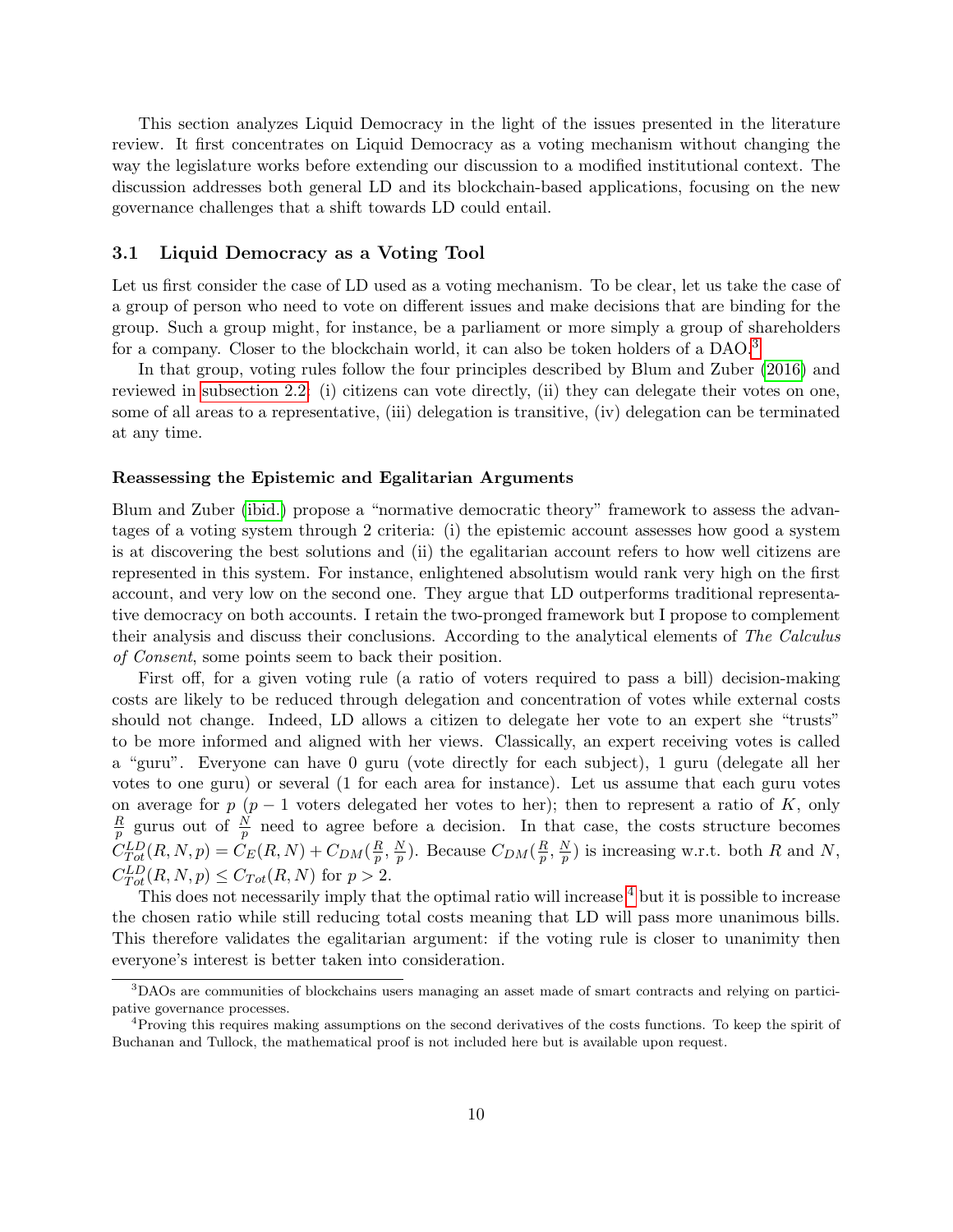This section analyzes Liquid Democracy in the light of the issues presented in the literature review. It first concentrates on Liquid Democracy as a voting mechanism without changing the way the legislature works before extending our discussion to a modified institutional context. The discussion addresses both general LD and its blockchain-based applications, focusing on the new governance challenges that a shift towards LD could entail.

## 3.1 Liquid Democracy as a Voting Tool

Let us first consider the case of LD used as a voting mechanism. To be clear, let us take the case of a group of person who need to vote on different issues and make decisions that are binding for the group. Such a group might, for instance, be a parliament or more simply a group of shareholders for a company. Closer to the blockchain world, it can also be token holders of a DAO.[3]

In that group, voting rules follow the four principles described by Blum and Zuber (2016) and reviewed in subsection 2.2: (i) citizens can vote directly, (ii) they can delegate their votes on one, some of all areas to a representative, (iii) delegation is transitive, (iv) delegation can be terminated at any time.

#### Reassessing the Epistemic and Egalitarian Arguments

Blum and Zuber (ibid.) propose a "normative democratic theory" framework to assess the advantages of a voting system through 2 criteria: (i) the epistemic account assesses how good a system is at discovering the best solutions and (ii) the egalitarian account refers to how well citizens are represented in this system. For instance, enlightened absolutism would rank very high on the first account, and very low on the second one. They argue that LD outperforms traditional representative democracy on both accounts. I retain the two-pronged framework but I propose to complement their analysis and discuss their conclusions. According to the analytical elements of *The Calculus of Consent*, some points seem to back their position.

First off, for a given voting rule (a ratio of voters required to pass a bill) decision-making costs are likely to be reduced through delegation and concentration of votes while external costs should not change. Indeed, LD allows a citizen to delegate her vote to an expert she "trusts" to be more informed and aligned with her views. Classically, an expert receiving votes is called a "guru". Everyone can have 0 guru (vote directly for each subject), 1 guru (delegate all her votes to one guru) or several (1 for each area for instance). Let us assume that each guru votes on average for $p$ ($p-1$ voters delegated her votes to her); then to represent a ratio of $K$, only $\frac{R}{p}$ gurus out of $\frac{N}{p}$ need to agree before a decision. In that case, the costs structure becomes $C_{Tot}^{LD}(R, N, p) = C_E(R, N) + C_{DM}(\frac{R}{p}, \frac{N}{p})$. Because $C_{DM}(\frac{R}{p}, \frac{N}{p})$ is increasing w.r.t. both $R$ and $N$, $C_{Tot}^{LD}(R, N, p) \leq C_{Tot}(R, N)$ for $p > 2$.

This does not necessarily imply that the optimal ratio will increase [4] but it is possible to increase the chosen ratio while still reducing total costs meaning that LD will pass more unanimous bills. This therefore validates the egalitarian argument: if the voting rule is closer to unanimity then everyone's interest is better taken into consideration.

---

[3] DAOs are communities of blockchains users managing an asset made of smart contracts and relying on participative governance processes.

[4] Proving this requires making assumptions on the second derivatives of the costs functions. To keep the spirit of Buchanan and Tullock, the mathematical proof is not included here but is available upon request.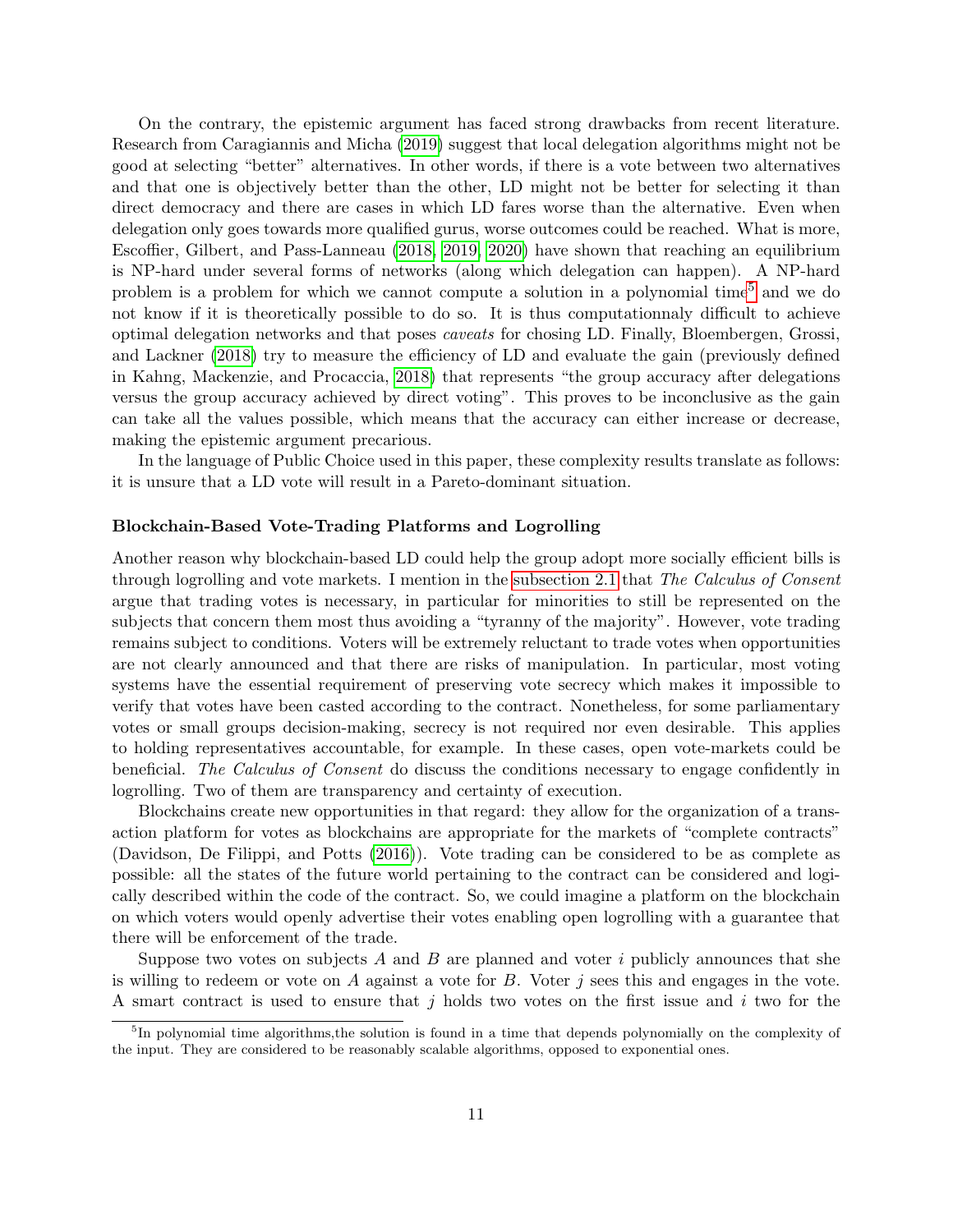On the contrary, the epistemic argument has faced strong drawbacks from recent literature. Research from Caragiannis and Micha (2019) suggest that local delegation algorithms might not be good at selecting "better" alternatives. In other words, if there is a vote between two alternatives and that one is objectively better than the other, LD might not be better for selecting it than direct democracy and there are cases in which LD fares worse than the alternative. Even when delegation only goes towards more qualified gurus, worse outcomes could be reached. What is more, Escoffier, Gilbert, and Pass-Lanneau (2018, 2019, 2020) have shown that reaching an equilibrium is NP-hard under several forms of networks (along which delegation can happen). A NP-hard problem is a problem for which we cannot compute a solution in a polynomial time[5] and we do not know if it is theoretically possible to do so. It is thus computationnaly difficult to achieve optimal delegation networks and that poses *caveats* for chosing LD. Finally, Bloembergen, Grossi, and Lackner (2018) try to measure the efficiency of LD and evaluate the gain (previously defined in Kahng, Mackenzie, and Procaccia, 2018) that represents "the group accuracy after delegations versus the group accuracy achieved by direct voting". This proves to be inconclusive as the gain can take all the values possible, which means that the accuracy can either increase or decrease, making the epistemic argument precarious.

In the language of Public Choice used in this paper, these complexity results translate as follows: it is unsure that a LD vote will result in a Pareto-dominant situation.

### Blockchain-Based Vote-Trading Platforms and Logrolling

Another reason why blockchain-based LD could help the group adopt more socially efficient bills is through logrolling and vote markets. I mention in the subsection 2.1 that *The Calculus of Consent* argue that trading votes is necessary, in particular for minorities to still be represented on the subjects that concern them most thus avoiding a "tyranny of the majority". However, vote trading remains subject to conditions. Voters will be extremely reluctant to trade votes when opportunities are not clearly announced and that there are risks of manipulation. In particular, most voting systems have the essential requirement of preserving vote secrecy which makes it impossible to verify that votes have been casted according to the contract. Nonetheless, for some parliamentary votes or small groups decision-making, secrecy is not required nor even desirable. This applies to holding representatives accountable, for example. In these cases, open vote-markets could be beneficial. *The Calculus of Consent* do discuss the conditions necessary to engage confidently in logrolling. Two of them are transparency and certainty of execution.

Blockchains create new opportunities in that regard: they allow for the organization of a transaction platform for votes as blockchains are appropriate for the markets of "complete contracts" (Davidson, De Filippi, and Potts (2016)). Vote trading can be considered to be as complete as possible: all the states of the future world pertaining to the contract can be considered and logically described within the code of the contract. So, we could imagine a platform on the blockchain on which voters would openly advertise their votes enabling open logrolling with a guarantee that there will be enforcement of the trade.

Suppose two votes on subjects $A$ and $B$ are planned and voter $i$ publicly announces that she is willing to redeem or vote on $A$ against a vote for $B$. Voter $j$ sees this and engages in the vote. A smart contract is used to ensure that $j$ holds two votes on the first issue and $i$ two for the

[5] In polynomial time algorithms,the solution is found in a time that depends polynomially on the complexity of the input. They are considered to be reasonably scalable algorithms, opposed to exponential ones.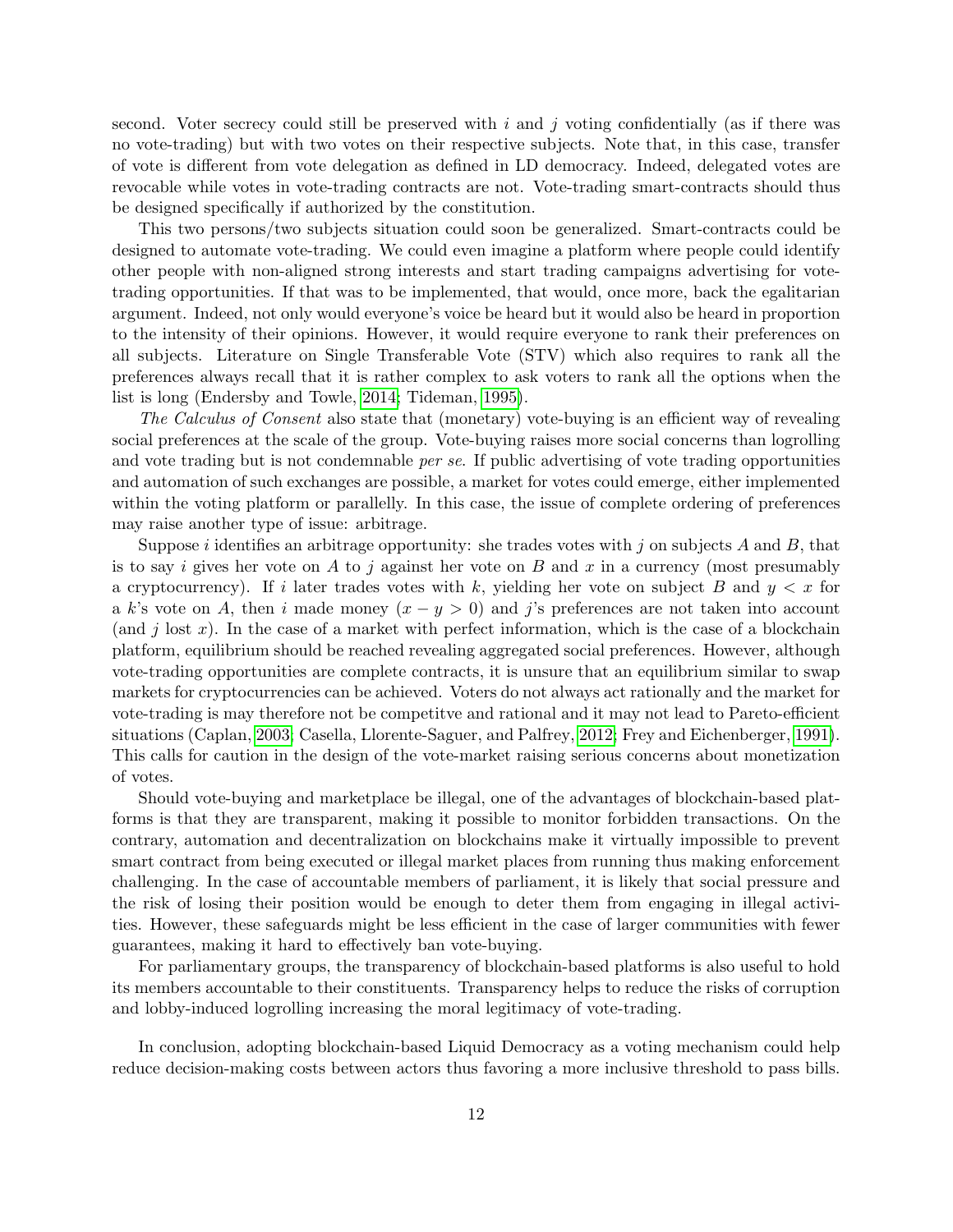second. Voter secrecy could still be preserved with $i$ and $j$ voting confidentially (as if there was no vote-trading) but with two votes on their respective subjects. Note that, in this case, transfer of vote is different from vote delegation as defined in LD democracy. Indeed, delegated votes are revocable while votes in vote-trading contracts are not. Vote-trading smart-contracts should thus be designed specifically if authorized by the constitution.

This two persons/two subjects situation could soon be generalized. Smart-contracts could be designed to automate vote-trading. We could even imagine a platform where people could identify other people with non-aligned strong interests and start trading campaigns advertising for vote-trading opportunities. If that was to be implemented, that would, once more, back the egalitarian argument. Indeed, not only would everyone's voice be heard but it would also be heard in proportion to the intensity of their opinions. However, it would require everyone to rank their preferences on all subjects. Literature on Single Transferable Vote (STV) which also requires to rank all the preferences always recall that it is rather complex to ask voters to rank all the options when the list is long (Endersby and Towle, 2014; Tideman, 1995).

*The Calculus of Consent* also state that (monetary) vote-buying is an efficient way of revealing social preferences at the scale of the group. Vote-buying raises more social concerns than logrolling and vote trading but is not condemnable *per se*. If public advertising of vote trading opportunities and automation of such exchanges are possible, a market for votes could emerge, either implemented within the voting platform or parallelly. In this case, the issue of complete ordering of preferences may raise another type of issue: arbitrage.

Suppose $i$ identifies an arbitrage opportunity: she trades votes with $j$ on subjects $A$ and $B$, that is to say $i$ gives her vote on $A$ to $j$ against her vote on $B$ and $x$ in a currency (most presumably a cryptocurrency). If $i$ later trades votes with $k$, yielding her vote on subject $B$ and $y < x$ for a $k$'s vote on $A$, then $i$ made money ($x - y > 0$) and $j$'s preferences are not taken into account (and $j$ lost $x$). In the case of a market with perfect information, which is the case of a blockchain platform, equilibrium should be reached revealing aggregated social preferences. However, although vote-trading opportunities are complete contracts, it is unsure that an equilibrium similar to swap markets for cryptocurrencies can be achieved. Voters do not always act rationally and the market for vote-trading is may therefore not be competitve and rational and it may not lead to Pareto-efficient situations (Caplan, 2003; Casella, Llorente-Saguer, and Palfrey, 2012; Frey and Eichenberger, 1991). This calls for caution in the design of the vote-market raising serious concerns about monetization of votes.

Should vote-buying and marketplace be illegal, one of the advantages of blockchain-based platforms is that they are transparent, making it possible to monitor forbidden transactions. On the contrary, automation and decentralization on blockchains make it virtually impossible to prevent smart contract from being executed or illegal market places from running thus making enforcement challenging. In the case of accountable members of parliament, it is likely that social pressure and the risk of losing their position would be enough to deter them from engaging in illegal activities. However, these safeguards might be less efficient in the case of larger communities with fewer guarantees, making it hard to effectively ban vote-buying.

For parliamentary groups, the transparency of blockchain-based platforms is also useful to hold its members accountable to their constituents. Transparency helps to reduce the risks of corruption and lobby-induced logrolling increasing the moral legitimacy of vote-trading.

In conclusion, adopting blockchain-based Liquid Democracy as a voting mechanism could help reduce decision-making costs between actors thus favoring a more inclusive threshold to pass bills.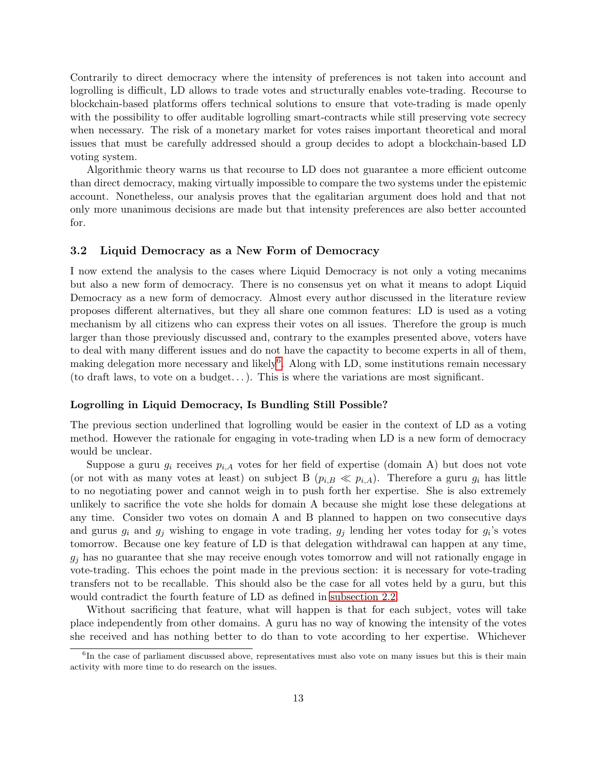Contrarily to direct democracy where the intensity of preferences is not taken into account and logrolling is difficult, LD allows to trade votes and structurally enables vote-trading. Recourse to blockchain-based platforms offers technical solutions to ensure that vote-trading is made openly with the possibility to offer auditable logrolling smart-contracts while still preserving vote secrecy when necessary. The risk of a monetary market for votes raises important theoretical and moral issues that must be carefully addressed should a group decides to adopt a blockchain-based LD voting system.

Algorithmic theory warns us that recourse to LD does not guarantee a more efficient outcome than direct democracy, making virtually impossible to compare the two systems under the epistemic account. Nonetheless, our analysis proves that the egalitarian argument does hold and that not only more unanimous decisions are made but that intensity preferences are also better accounted for.

### 3.2 Liquid Democracy as a New Form of Democracy

I now extend the analysis to the cases where Liquid Democracy is not only a voting mecanims but also a new form of democracy. There is no consensus yet on what it means to adopt Liquid Democracy as a new form of democracy. Almost every author discussed in the literature review proposes different alternatives, but they all share one common features: LD is used as a voting mechanism by all citizens who can express their votes on all issues. Therefore the group is much larger than those previously discussed and, contrary to the examples presented above, voters have to deal with many different issues and do not have the capactity to become experts in all of them, making delegation more necessary and likely[6]. Along with LD, some institutions remain necessary (to draft laws, to vote on a budget. . . ). This is where the variations are most significant.

#### Logrolling in Liquid Democracy, Is Bundling Still Possible?

The previous section underlined that logrolling would be easier in the context of LD as a voting method. However the rationale for engaging in vote-trading when LD is a new form of democracy would be unclear.

Suppose a guru $g_i$ receives $p_{i,A}$ votes for her field of expertise (domain A) but does not vote (or not with as many votes at least) on subject B ($p_{i,B} \ll p_{i,A}$). Therefore a guru $g_i$ has little to no negotiating power and cannot weigh in to push forth her expertise. She is also extremely unlikely to sacrifice the vote she holds for domain A because she might lose these delegations at any time. Consider two votes on domain A and B planned to happen on two consecutive days and gurus $g_i$ and $g_j$ wishing to engage in vote trading, $g_j$ lending her votes today for $g_i$'s votes tomorrow. Because one key feature of LD is that delegation withdrawal can happen at any time, $g_j$ has no guarantee that she may receive enough votes tomorrow and will not rationally engage in vote-trading. This echoes the point made in the previous section: it is necessary for vote-trading transfers not to be recallable. This should also be the case for all votes held by a guru, but this would contradict the fourth feature of LD as defined in subsection 2.2.

Without sacrificing that feature, what will happen is that for each subject, votes will take place independently from other domains. A guru has no way of knowing the intensity of the votes she received and has nothing better to do than to vote according to her expertise. Whichever

[6] In the case of parliament discussed above, representatives must also vote on many issues but this is their main activity with more time to do research on the issues.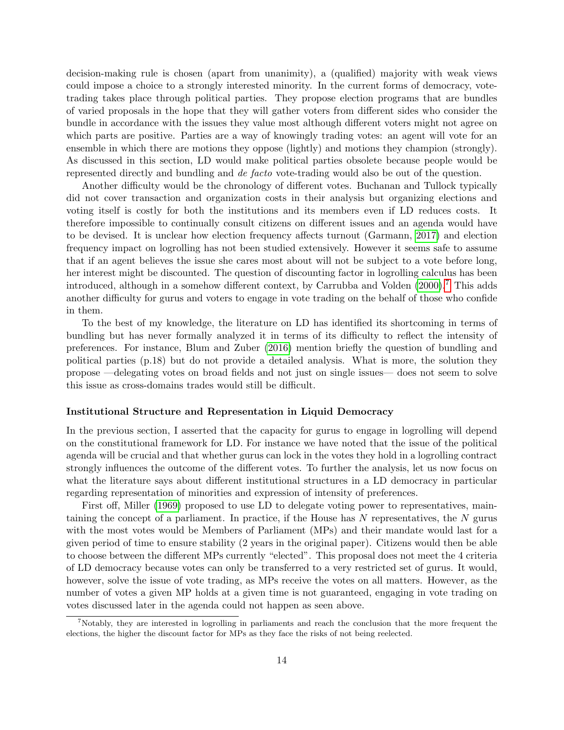decision-making rule is chosen (apart from unanimity), a (qualified) majority with weak views could impose a choice to a strongly interested minority. In the current forms of democracy, vote-trading takes place through political parties. They propose election programs that are bundles of varied proposals in the hope that they will gather voters from different sides who consider the bundle in accordance with the issues they value most although different voters might not agree on which parts are positive. Parties are a way of knowingly trading votes: an agent will vote for an ensemble in which there are motions they oppose (lightly) and motions they champion (strongly). As discussed in this section, LD would make political parties obsolete because people would be represented directly and bundling and *de facto* vote-trading would also be out of the question.

Another difficulty would be the chronology of different votes. Buchanan and Tullock typically did not cover transaction and organization costs in their analysis but organizing elections and voting itself is costly for both the institutions and its members even if LD reduces costs. It therefore impossible to continually consult citizens on different issues and an agenda would have to be devised. It is unclear how election frequency affects turnout (Garmann, 2017) and election frequency impact on logrolling has not been studied extensively. However it seems safe to assume that if an agent believes the issue she cares most about will not be subject to a vote before long, her interest might be discounted. The question of discounting factor in logrolling calculus has been introduced, although in a somehow different context, by Carrubba and Volden (2000).[7] This adds another difficulty for gurus and voters to engage in vote trading on the behalf of those who confide in them.

To the best of my knowledge, the literature on LD has identified its shortcoming in terms of bundling but has never formally analyzed it in terms of its difficulty to reflect the intensity of preferences. For instance, Blum and Zuber (2016) mention briefly the question of bundling and political parties (p.18) but do not provide a detailed analysis. What is more, the solution they propose —delegating votes on broad fields and not just on single issues— does not seem to solve this issue as cross-domains trades would still be difficult.

### Institutional Structure and Representation in Liquid Democracy

In the previous section, I asserted that the capacity for gurus to engage in logrolling will depend on the constitutional framework for LD. For instance we have noted that the issue of the political agenda will be crucial and that whether gurus can lock in the votes they hold in a logrolling contract strongly influences the outcome of the different votes. To further the analysis, let us now focus on what the literature says about different institutional structures in a LD democracy in particular regarding representation of minorities and expression of intensity of preferences.

First off, Miller (1969) proposed to use LD to delegate voting power to representatives, maintaining the concept of a parliament. In practice, if the House has $N$ representatives, the $N$ gurus with the most votes would be Members of Parliament (MPs) and their mandate would last for a given period of time to ensure stability (2 years in the original paper). Citizens would then be able to choose between the different MPs currently "elected". This proposal does not meet the 4 criteria of LD democracy because votes can only be transferred to a very restricted set of gurus. It would, however, solve the issue of vote trading, as MPs receive the votes on all matters. However, as the number of votes a given MP holds at a given time is not guaranteed, engaging in vote trading on votes discussed later in the agenda could not happen as seen above.

[7] Notably, they are interested in logrolling in parliaments and reach the conclusion that the more frequent the elections, the higher the discount factor for MPs as they face the risks of not being reelected.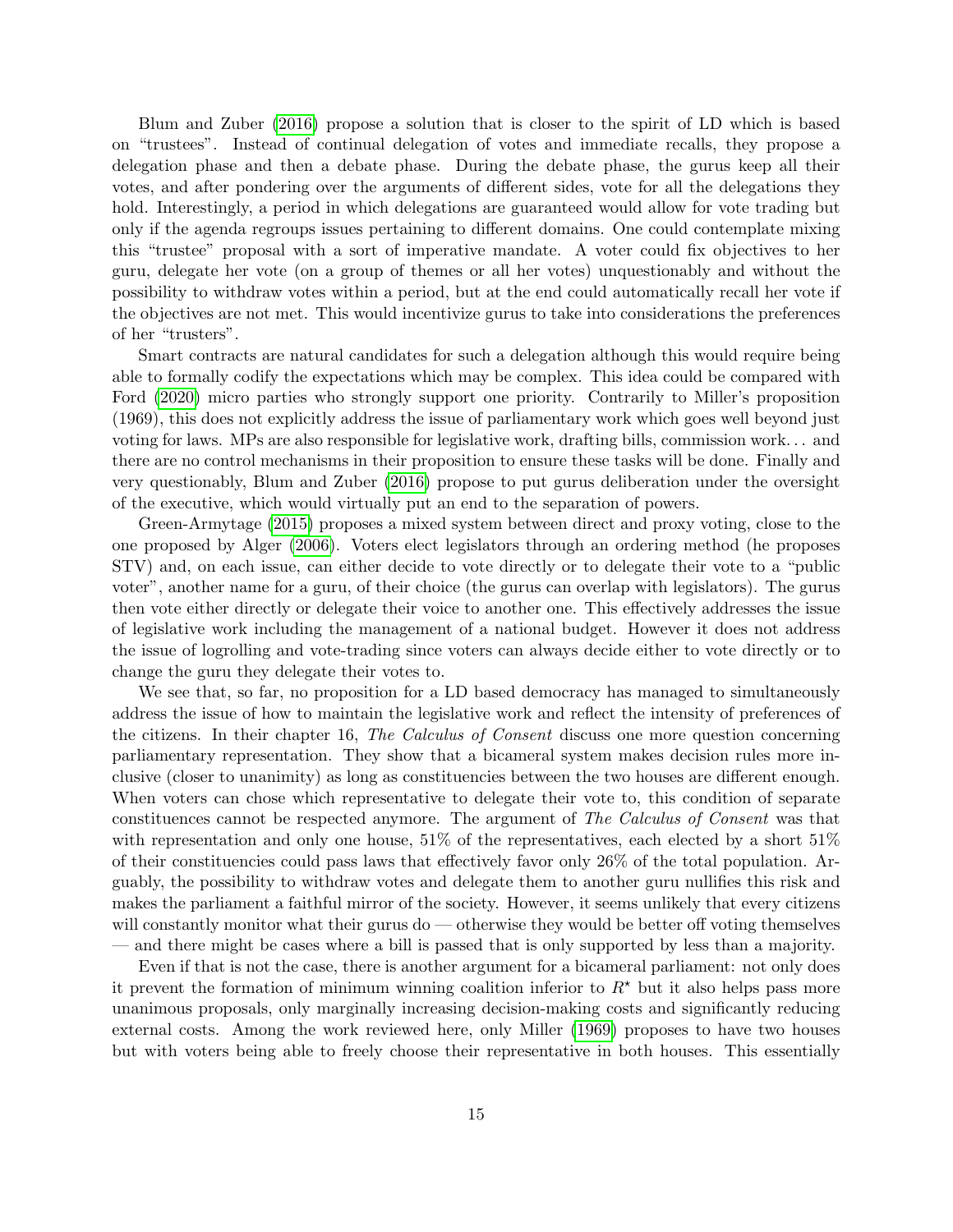Blum and Zuber (2016) propose a solution that is closer to the spirit of LD which is based on "trustees". Instead of continual delegation of votes and immediate recalls, they propose a delegation phase and then a debate phase. During the debate phase, the gurus keep all their votes, and after pondering over the arguments of different sides, vote for all the delegations they hold. Interestingly, a period in which delegations are guaranteed would allow for vote trading but only if the agenda regroups issues pertaining to different domains. One could contemplate mixing this "trustee" proposal with a sort of imperative mandate. A voter could fix objectives to her guru, delegate her vote (on a group of themes or all her votes) unquestionably and without the possibility to withdraw votes within a period, but at the end could automatically recall her vote if the objectives are not met. This would incentivize gurus to take into considerations the preferences of her "trusters".

Smart contracts are natural candidates for such a delegation although this would require being able to formally codify the expectations which may be complex. This idea could be compared with Ford (2020) micro parties who strongly support one priority. Contrarily to Miller's proposition (1969), this does not explicitly address the issue of parliamentary work which goes well beyond just voting for laws. MPs are also responsible for legislative work, drafting bills, commission work... and there are no control mechanisms in their proposition to ensure these tasks will be done. Finally and very questionably, Blum and Zuber (2016) propose to put gurus deliberation under the oversight of the executive, which would virtually put an end to the separation of powers.

Green-Armytage (2015) proposes a mixed system between direct and proxy voting, close to the one proposed by Alger (2006). Voters elect legislators through an ordering method (he proposes STV) and, on each issue, can either decide to vote directly or to delegate their vote to a "public voter", another name for a guru, of their choice (the gurus can overlap with legislators). The gurus then vote either directly or delegate their voice to another one. This effectively addresses the issue of legislative work including the management of a national budget. However it does not address the issue of logrolling and vote-trading since voters can always decide either to vote directly or to change the guru they delegate their votes to.

We see that, so far, no proposition for a LD based democracy has managed to simultaneously address the issue of how to maintain the legislative work and reflect the intensity of preferences of the citizens. In their chapter 16, *The Calculus of Consent* discuss one more question concerning parliamentary representation. They show that a bicameral system makes decision rules more inclusive (closer to unanimity) as long as constituencies between the two houses are different enough. When voters can chose which representative to delegate their vote to, this condition of separate constituences cannot be respected anymore. The argument of *The Calculus of Consent* was that with representation and only one house, 51% of the representatives, each elected by a short 51% of their constituencies could pass laws that effectively favor only 26% of the total population. Arguably, the possibility to withdraw votes and delegate them to another guru nullifies this risk and makes the parliament a faithful mirror of the society. However, it seems unlikely that every citizens will constantly monitor what their gurus do — otherwise they would be better off voting themselves — and there might be cases where a bill is passed that is only supported by less than a majority.

Even if that is not the case, there is another argument for a bicameral parliament: not only does it prevent the formation of minimum winning coalition inferior to $R^{\star}$ but it also helps pass more unanimous proposals, only marginally increasing decision-making costs and significantly reducing external costs. Among the work reviewed here, only Miller (1969) proposes to have two houses but with voters being able to freely choose their representative in both houses. This essentially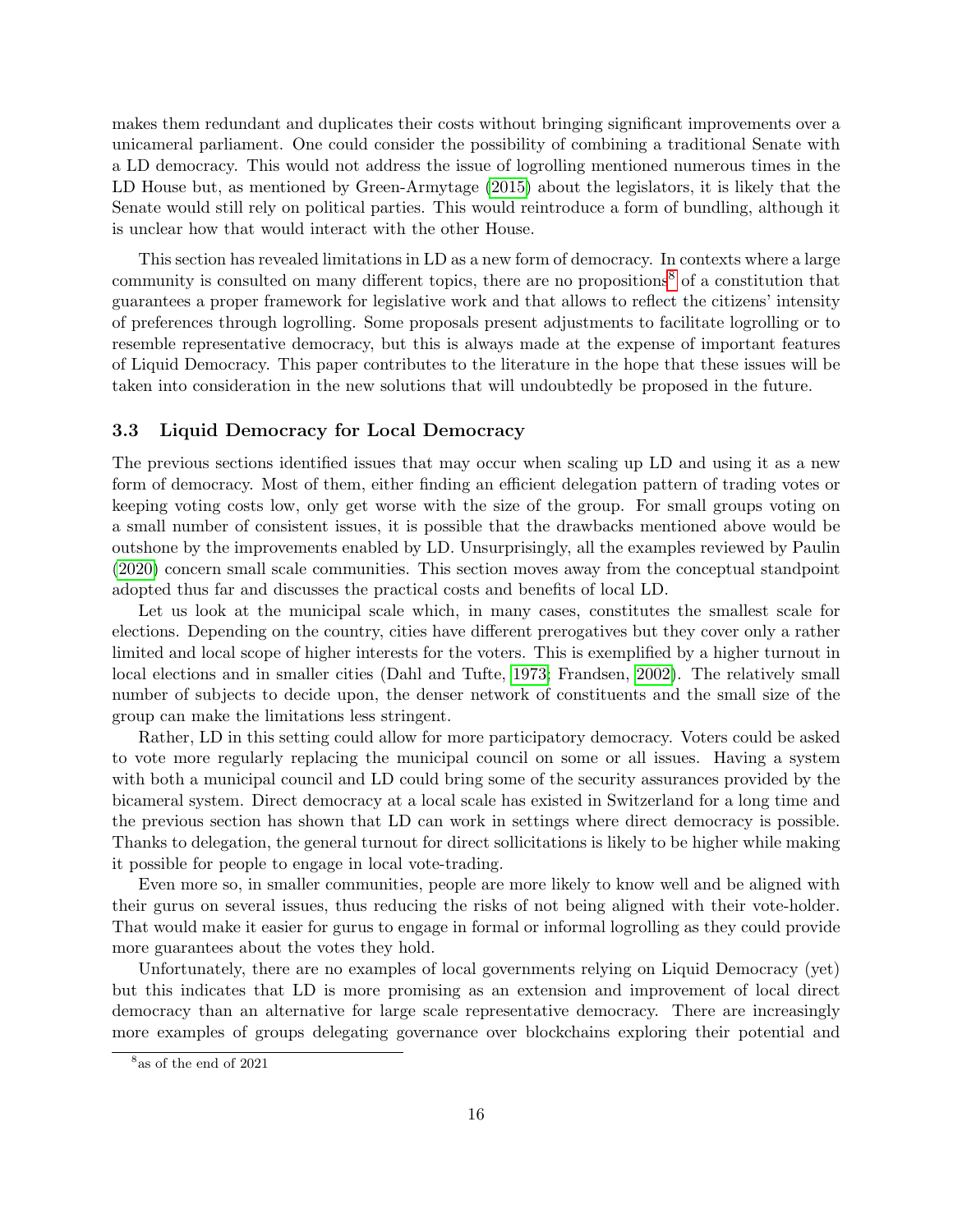makes them redundant and duplicates their costs without bringing significant improvements over a unicameral parliament. One could consider the possibility of combining a traditional Senate with a LD democracy. This would not address the issue of logrolling mentioned numerous times in the LD House but, as mentioned by Green-Armytage (2015) about the legislators, it is likely that the Senate would still rely on political parties. This would reintroduce a form of bundling, although it is unclear how that would interact with the other House.

This section has revealed limitations in LD as a new form of democracy. In contexts where a large community is consulted on many different topics, there are no propositions[8] of a constitution that guarantees a proper framework for legislative work and that allows to reflect the citizens' intensity of preferences through logrolling. Some proposals present adjustments to facilitate logrolling or to resemble representative democracy, but this is always made at the expense of important features of Liquid Democracy. This paper contributes to the literature in the hope that these issues will be taken into consideration in the new solutions that will undoubtedly be proposed in the future.

### 3.3 Liquid Democracy for Local Democracy

The previous sections identified issues that may occur when scaling up LD and using it as a new form of democracy. Most of them, either finding an efficient delegation pattern of trading votes or keeping voting costs low, only get worse with the size of the group. For small groups voting on a small number of consistent issues, it is possible that the drawbacks mentioned above would be outshone by the improvements enabled by LD. Unsurprisingly, all the examples reviewed by Paulin (2020) concern small scale communities. This section moves away from the conceptual standpoint adopted thus far and discusses the practical costs and benefits of local LD.

Let us look at the municipal scale which, in many cases, constitutes the smallest scale for elections. Depending on the country, cities have different prerogatives but they cover only a rather limited and local scope of higher interests for the voters. This is exemplified by a higher turnout in local elections and in smaller cities (Dahl and Tufte, 1973; Frandsen, 2002). The relatively small number of subjects to decide upon, the denser network of constituents and the small size of the group can make the limitations less stringent.

Rather, LD in this setting could allow for more participatory democracy. Voters could be asked to vote more regularly replacing the municipal council on some or all issues. Having a system with both a municipal council and LD could bring some of the security assurances provided by the bicameral system. Direct democracy at a local scale has existed in Switzerland for a long time and the previous section has shown that LD can work in settings where direct democracy is possible. Thanks to delegation, the general turnout for direct sollicitations is likely to be higher while making it possible for people to engage in local vote-trading.

Even more so, in smaller communities, people are more likely to know well and be aligned with their gurus on several issues, thus reducing the risks of not being aligned with their vote-holder. That would make it easier for gurus to engage in formal or informal logrolling as they could provide more guarantees about the votes they hold.

Unfortunately, there are no examples of local governments relying on Liquid Democracy (yet) but this indicates that LD is more promising as an extension and improvement of local direct democracy than an alternative for large scale representative democracy. There are increasingly more examples of groups delegating governance over blockchains exploring their potential and

[8] as of the end of 2021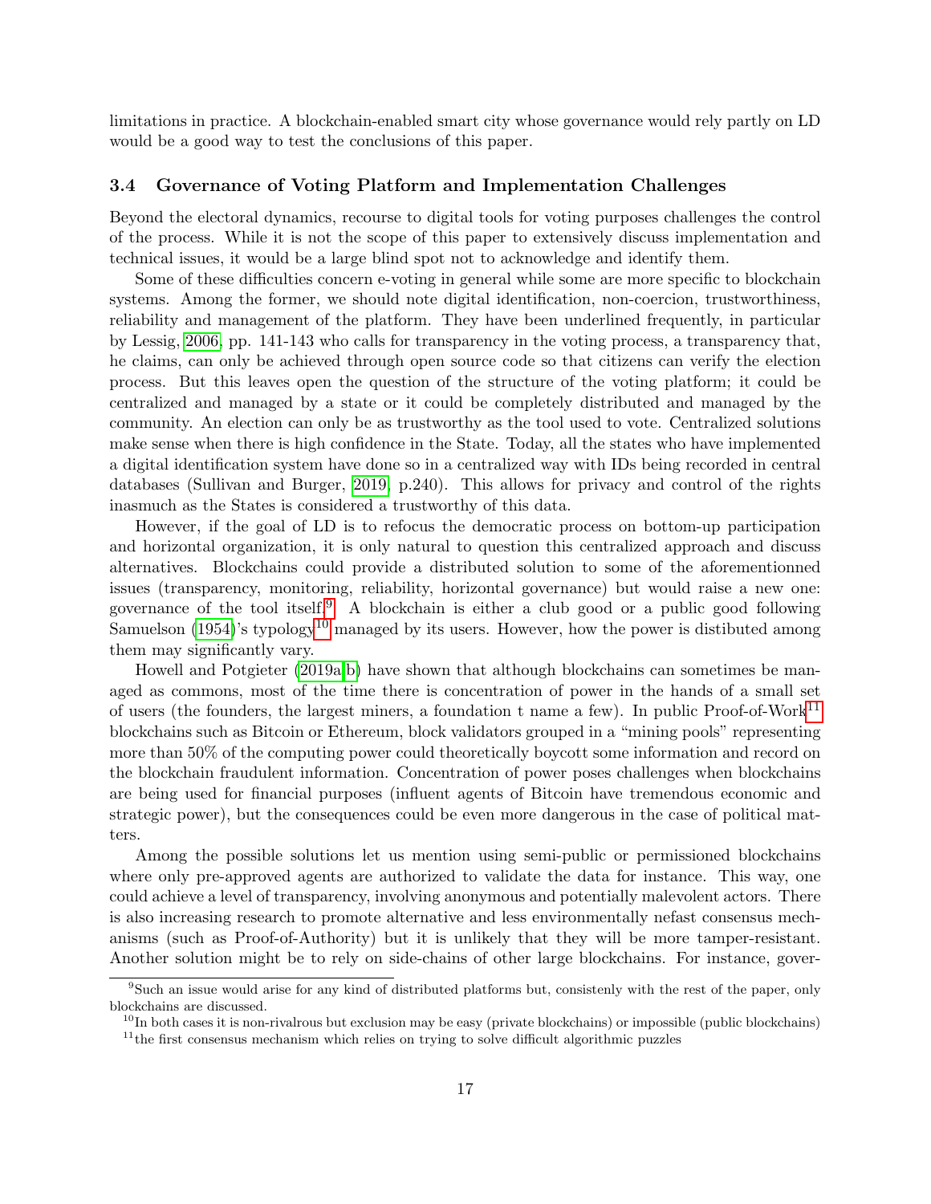limitations in practice. A blockchain-enabled smart city whose governance would rely partly on LD would be a good way to test the conclusions of this paper.

### 3.4 Governance of Voting Platform and Implementation Challenges

Beyond the electoral dynamics, recourse to digital tools for voting purposes challenges the control of the process. While it is not the scope of this paper to extensively discuss implementation and technical issues, it would be a large blind spot not to acknowledge and identify them.

Some of these difficulties concern e-voting in general while some are more specific to blockchain systems. Among the former, we should note digital identification, non-coercion, trustworthiness, reliability and management of the platform. They have been underlined frequently, in particular by Lessig, 2006, pp. 141-143 who calls for transparency in the voting process, a transparency that, he claims, can only be achieved through open source code so that citizens can verify the election process. But this leaves open the question of the structure of the voting platform; it could be centralized and managed by a state or it could be completely distributed and managed by the community. An election can only be as trustworthy as the tool used to vote. Centralized solutions make sense when there is high confidence in the State. Today, all the states who have implemented a digital identification system have done so in a centralized way with IDs being recorded in central databases (Sullivan and Burger, 2019, p.240). This allows for privacy and control of the rights inasmuch as the States is considered a trustworthy of this data.

However, if the goal of LD is to refocus the democratic process on bottom-up participation and horizontal organization, it is only natural to question this centralized approach and discuss alternatives. Blockchains could provide a distributed solution to some of the aforementionned issues (transparency, monitoring, reliability, horizontal governance) but would raise a new one: governance of the tool itself.[9] A blockchain is either a club good or a public good following Samuelson (1954)'s typology[10] managed by its users. However, how the power is distibuted among them may significantly vary.

Howell and Potgieter (2019a,b) have shown that although blockchains can sometimes be managed as commons, most of the time there is concentration of power in the hands of a small set of users (the founders, the largest miners, a foundation t name a few). In public Proof-of-Work[11] blockchains such as Bitcoin or Ethereum, block validators grouped in a "mining pools" representing more than 50% of the computing power could theoretically boycott some information and record on the blockchain fraudulent information. Concentration of power poses challenges when blockchains are being used for financial purposes (influent agents of Bitcoin have tremendous economic and strategic power), but the consequences could be even more dangerous in the case of political matters.

Among the possible solutions let us mention using semi-public or permissioned blockchains where only pre-approved agents are authorized to validate the data for instance. This way, one could achieve a level of transparency, involving anonymous and potentially malevolent actors. There is also increasing research to promote alternative and less environmentally nefast consensus mechanisms (such as Proof-of-Authority) but it is unlikely that they will be more tamper-resistant. Another solution might be to rely on side-chains of other large blockchains. For instance, gover-

---

[9] Such an issue would arise for any kind of distributed platforms but, consistenly with the rest of the paper, only blockchains are discussed.

[10] In both cases it is non-rivalrous but exclusion may be easy (private blockchains) or impossible (public blockchains)

[11] the first consensus mechanism which relies on trying to solve difficult algorithmic puzzles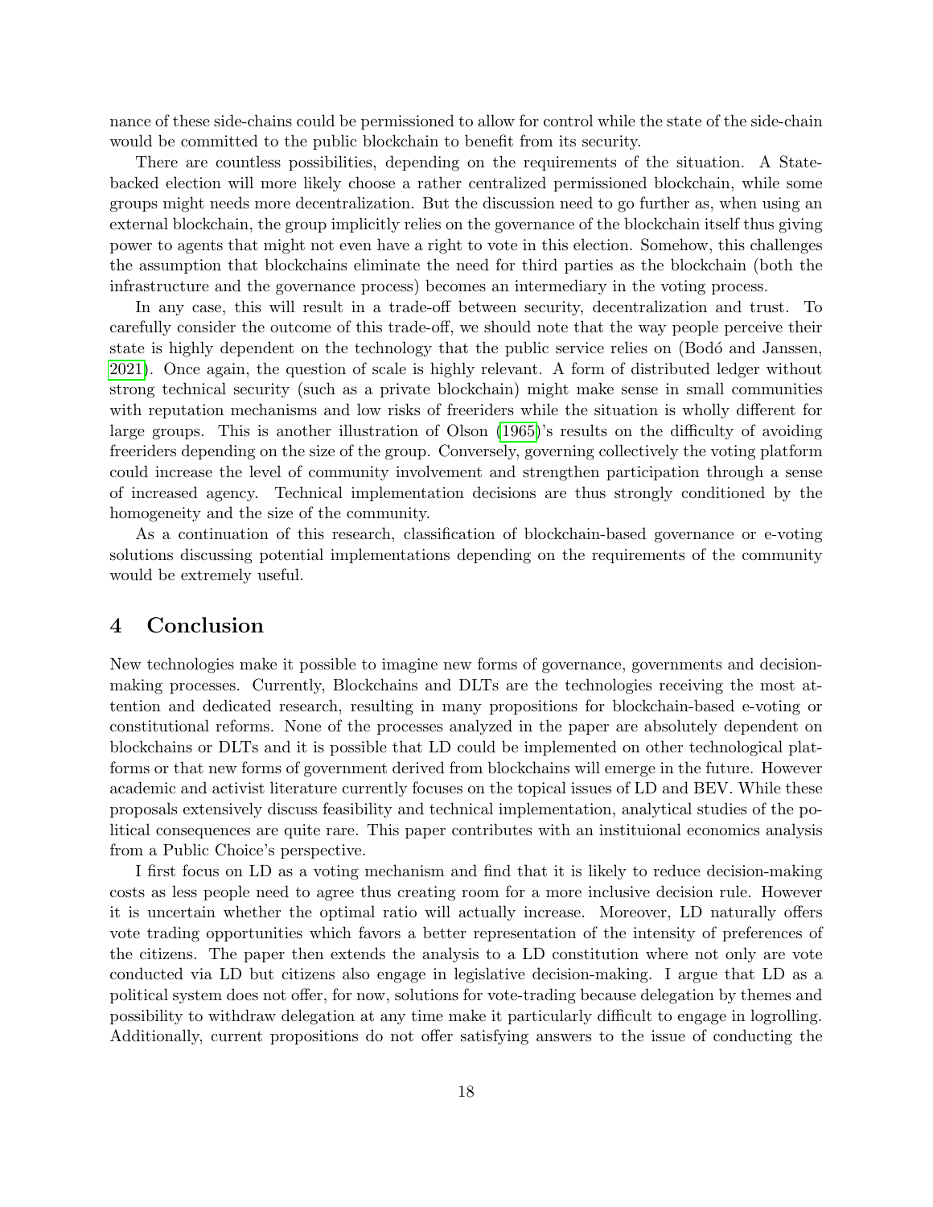nance of these side-chains could be permissioned to allow for control while the state of the side-chain would be committed to the public blockchain to benefit from its security.

There are countless possibilities, depending on the requirements of the situation. A State-backed election will more likely choose a rather centralized permissioned blockchain, while some groups might needs more decentralization. But the discussion need to go further as, when using an external blockchain, the group implicitly relies on the governance of the blockchain itself thus giving power to agents that might not even have a right to vote in this election. Somehow, this challenges the assumption that blockchains eliminate the need for third parties as the blockchain (both the infrastructure and the governance process) becomes an intermediary in the voting process.

In any case, this will result in a trade-off between security, decentralization and trust. To carefully consider the outcome of this trade-off, we should note that the way people perceive their state is highly dependent on the technology that the public service relies on (Bodó and Janssen, 2021). Once again, the question of scale is highly relevant. A form of distributed ledger without strong technical security (such as a private blockchain) might make sense in small communities with reputation mechanisms and low risks of freeriders while the situation is wholly different for large groups. This is another illustration of Olson (1965)'s results on the difficulty of avoiding freeriders depending on the size of the group. Conversely, governing collectively the voting platform could increase the level of community involvement and strengthen participation through a sense of increased agency. Technical implementation decisions are thus strongly conditioned by the homogeneity and the size of the community.

As a continuation of this research, classification of blockchain-based governance or e-voting solutions discussing potential implementations depending on the requirements of the community would be extremely useful.

# 4 Conclusion

New technologies make it possible to imagine new forms of governance, governments and decision-making processes. Currently, Blockchains and DLTs are the technologies receiving the most attention and dedicated research, resulting in many propositions for blockchain-based e-voting or constitutional reforms. None of the processes analyzed in the paper are absolutely dependent on blockchains or DLTs and it is possible that LD could be implemented on other technological platforms or that new forms of government derived from blockchains will emerge in the future. However academic and activist literature currently focuses on the topical issues of LD and BEV. While these proposals extensively discuss feasibility and technical implementation, analytical studies of the political consequences are quite rare. This paper contributes with an instituional economics analysis from a Public Choice's perspective.

I first focus on LD as a voting mechanism and find that it is likely to reduce decision-making costs as less people need to agree thus creating room for a more inclusive decision rule. However it is uncertain whether the optimal ratio will actually increase. Moreover, LD naturally offers vote trading opportunities which favors a better representation of the intensity of preferences of the citizens. The paper then extends the analysis to a LD constitution where not only are vote conducted via LD but citizens also engage in legislative decision-making. I argue that LD as a political system does not offer, for now, solutions for vote-trading because delegation by themes and possibility to withdraw delegation at any time make it particularly difficult to engage in logrolling. Additionally, current propositions do not offer satisfying answers to the issue of conducting the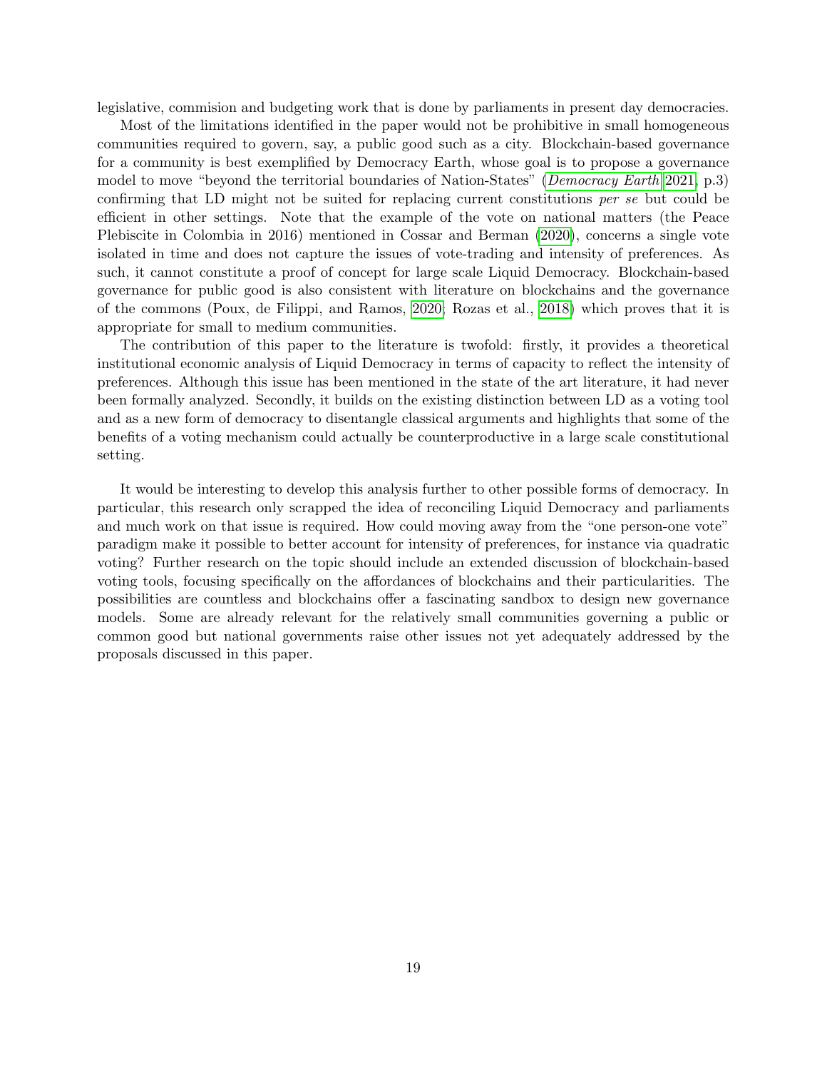legislative, commision and budgeting work that is done by parliaments in present day democracies.

Most of the limitations identified in the paper would not be prohibitive in small homogeneous communities required to govern, say, a public good such as a city. Blockchain-based governance for a community is best exemplified by Democracy Earth, whose goal is to propose a governance model to move "beyond the territorial boundaries of Nation-States" (*Democracy Earth* 2021, p.3) confirming that LD might not be suited for replacing current constitutions *per se* but could be efficient in other settings. Note that the example of the vote on national matters (the Peace Plebiscite in Colombia in 2016) mentioned in Cossar and Berman (2020), concerns a single vote isolated in time and does not capture the issues of vote-trading and intensity of preferences. As such, it cannot constitute a proof of concept for large scale Liquid Democracy. Blockchain-based governance for public good is also consistent with literature on blockchains and the governance of the commons (Poux, de Filippi, and Ramos, 2020; Rozas et al., 2018) which proves that it is appropriate for small to medium communities.

The contribution of this paper to the literature is twofold: firstly, it provides a theoretical institutional economic analysis of Liquid Democracy in terms of capacity to reflect the intensity of preferences. Although this issue has been mentioned in the state of the art literature, it had never been formally analyzed. Secondly, it builds on the existing distinction between LD as a voting tool and as a new form of democracy to disentangle classical arguments and highlights that some of the benefits of a voting mechanism could actually be counterproductive in a large scale constitutional setting.

It would be interesting to develop this analysis further to other possible forms of democracy. In particular, this research only scrapped the idea of reconciling Liquid Democracy and parliaments and much work on that issue is required. How could moving away from the "one person-one vote" paradigm make it possible to better account for intensity of preferences, for instance via quadratic voting? Further research on the topic should include an extended discussion of blockchain-based voting tools, focusing specifically on the affordances of blockchains and their particularities. The possibilities are countless and blockchains offer a fascinating sandbox to design new governance models. Some are already relevant for the relatively small communities governing a public or common good but national governments raise other issues not yet adequately addressed by the proposals discussed in this paper.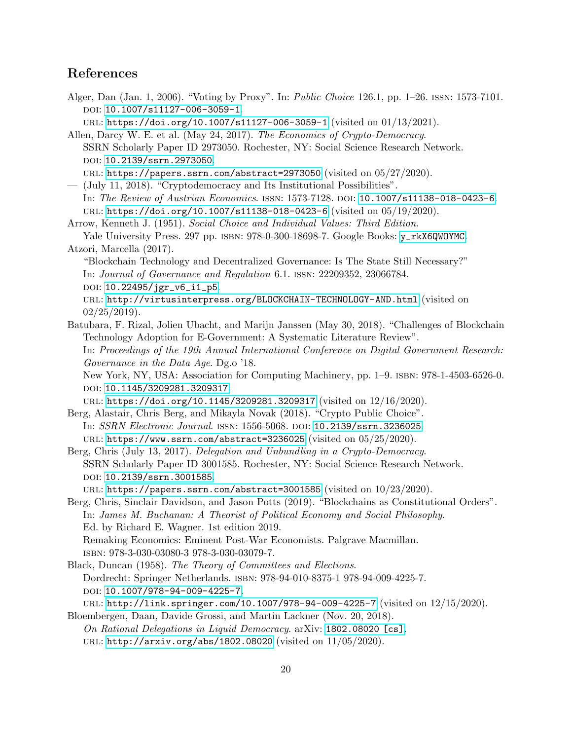## References

Alger, Dan (Jan. 1, 2006). "Voting by Proxy". In: *Public Choice* 126.1, pp. 1–26. ISSN: 1573-7101. DOI: 10.1007/s11127-006-3059-1.
URL: https://doi.org/10.1007/s11127-006-3059-1 (visited on 01/13/2021).

Allen, Darcy W. E. et al. (May 24, 2017). *The Economics of Crypto-Democracy*. SSRN Scholarly Paper ID 2973050. Rochester, NY: Social Science Research Network. DOI: 10.2139/ssrn.2973050.
URL: https://papers.ssrn.com/abstract=2973050 (visited on 05/27/2020).

— (July 11, 2018). "Cryptodemocracy and Its Institutional Possibilities". In: *The Review of Austrian Economics*. ISSN: 1573-7128. DOI: 10.1007/s11138-018-0423-6.
URL: https://doi.org/10.1007/s11138-018-0423-6 (visited on 05/19/2020).

Arrow, Kenneth J. (1951). *Social Choice and Individual Values: Third Edition*. Yale University Press. 297 pp. ISBN: 978-0-300-18698-7. Google Books: y_rkX6QWOYMC.

Atzori, Marcella (2017). "Blockchain Technology and Decentralized Governance: Is The State Still Necessary?" In: *Journal of Governance and Regulation* 6.1. ISSN: 22209352, 23066784. DOI: 10.22495/jgr_v6_i1_p5.
URL: http://virtusinterpress.org/BLOCKCHAIN-TECHNOLOGY-AND.html (visited on 02/25/2019).

Batubara, F. Rizal, Jolien Ubacht, and Marijn Janssen (May 30, 2018). "Challenges of Blockchain Technology Adoption for E-Government: A Systematic Literature Review". In: *Proceedings of the 19th Annual International Conference on Digital Government Research: Governance in the Data Age*. Dg.o '18. New York, NY, USA: Association for Computing Machinery, pp. 1–9. ISBN: 978-1-4503-6526-0. DOI: 10.1145/3209281.3209317.
URL: https://doi.org/10.1145/3209281.3209317 (visited on 12/16/2020).

Berg, Alastair, Chris Berg, and Mikayla Novak (2018). "Crypto Public Choice". In: *SSRN Electronic Journal*. ISSN: 1556-5068. DOI: 10.2139/ssrn.3236025.
URL: https://www.ssrn.com/abstract=3236025 (visited on 05/25/2020).

Berg, Chris (July 13, 2017). *Delegation and Unbundling in a Crypto-Democracy*. SSRN Scholarly Paper ID 3001585. Rochester, NY: Social Science Research Network. DOI: 10.2139/ssrn.3001585.
URL: https://papers.ssrn.com/abstract=3001585 (visited on 10/23/2020).

Berg, Chris, Sinclair Davidson, and Jason Potts (2019). "Blockchains as Constitutional Orders". In: *James M. Buchanan: A Theorist of Political Economy and Social Philosophy*. Ed. by Richard E. Wagner. 1st edition 2019. Remaking Economics: Eminent Post-War Economists. Palgrave Macmillan. ISBN: 978-3-030-03080-3 978-3-030-03079-7.

Black, Duncan (1958). *The Theory of Committees and Elections*. Dordrecht: Springer Netherlands. ISBN: 978-94-010-8375-1 978-94-009-4225-7. DOI: 10.1007/978-94-009-4225-7.
URL: http://link.springer.com/10.1007/978-94-009-4225-7 (visited on 12/15/2020).

Bloembergen, Daan, Davide Grossi, and Martin Lackner (Nov. 20, 2018). *On Rational Delegations in Liquid Democracy*. arXiv: 1802.08020 [cs].
URL: http://arxiv.org/abs/1802.08020 (visited on 11/05/2020).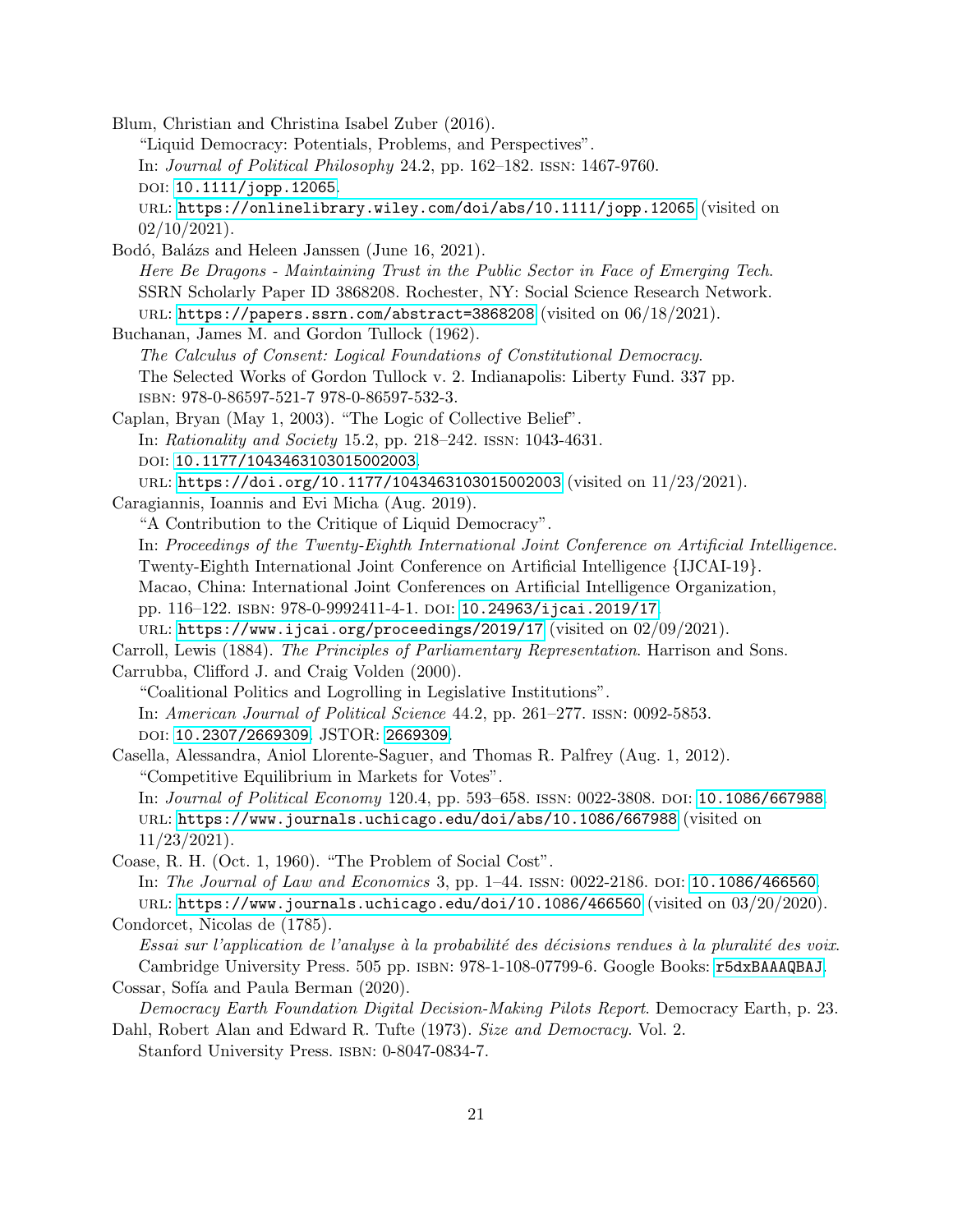Blum, Christian and Christina Isabel Zuber (2016).
"Liquid Democracy: Potentials, Problems, and Perspectives".
In: *Journal of Political Philosophy* 24.2, pp. 162–182. ISSN: 1467-9760.
DOI: 10.1111/jopp.12065.
URL: https://onlinelibrary.wiley.com/doi/abs/10.1111/jopp.12065 (visited on 02/10/2021).

Bodó, Balázs and Heleen Janssen (June 16, 2021).
*Here Be Dragons - Maintaining Trust in the Public Sector in Face of Emerging Tech.*
SSRN Scholarly Paper ID 3868208. Rochester, NY: Social Science Research Network.
URL: https://papers.ssrn.com/abstract=3868208 (visited on 06/18/2021).

Buchanan, James M. and Gordon Tullock (1962).
*The Calculus of Consent: Logical Foundations of Constitutional Democracy.*
The Selected Works of Gordon Tullock v. 2. Indianapolis: Liberty Fund. 337 pp.
ISBN: 978-0-86597-521-7 978-0-86597-532-3.

Caplan, Bryan (May 1, 2003). "The Logic of Collective Belief".
In: *Rationality and Society* 15.2, pp. 218–242. ISSN: 1043-4631.
DOI: 10.1177/1043463103015002003.
URL: https://doi.org/10.1177/1043463103015002003 (visited on 11/23/2021).

Caragiannis, Ioannis and Evi Micha (Aug. 2019).
"A Contribution to the Critique of Liquid Democracy".
In: *Proceedings of the Twenty-Eighth International Joint Conference on Artificial Intelligence.*
Twenty-Eighth International Joint Conference on Artificial Intelligence {IJCAI-19}.
Macao, China: International Joint Conferences on Artificial Intelligence Organization, pp. 116–122. ISBN: 978-0-9992411-4-1. DOI: 10.24963/ijcai.2019/17.
URL: https://www.ijcai.org/proceedings/2019/17 (visited on 02/09/2021).

Carroll, Lewis (1884). *The Principles of Parliamentary Representation.* Harrison and Sons.

Carrubba, Clifford J. and Craig Volden (2000).
"Coalitional Politics and Logrolling in Legislative Institutions".
In: *American Journal of Political Science* 44.2, pp. 261–277. ISSN: 0092-5853.
DOI: 10.2307/2669309. JSTOR: 2669309.

Casella, Alessandra, Aniol Llorente-Saguer, and Thomas R. Palfrey (Aug. 1, 2012).
"Competitive Equilibrium in Markets for Votes".
In: *Journal of Political Economy* 120.4, pp. 593–658. ISSN: 0022-3808. DOI: 10.1086/667988.
URL: https://www.journals.uchicago.edu/doi/abs/10.1086/667988 (visited on 11/23/2021).

Coase, R. H. (Oct. 1, 1960). "The Problem of Social Cost".
In: *The Journal of Law and Economics* 3, pp. 1–44. ISSN: 0022-2186. DOI: 10.1086/466560.
URL: https://www.journals.uchicago.edu/doi/10.1086/466560 (visited on 03/20/2020).

Condorcet, Nicolas de (1785).
*Essai sur l'application de l'analyse à la probabilité des décisions rendues à la pluralité des voix.*
Cambridge University Press. 505 pp. ISBN: 978-1-108-07799-6. Google Books: r5dxBAAAQBAJ.

Cossar, Sofía and Paula Berman (2020).
*Democracy Earth Foundation Digital Decision-Making Pilots Report.* Democracy Earth, p. 23.

Dahl, Robert Alan and Edward R. Tufte (1973). *Size and Democracy.* Vol. 2.
Stanford University Press. ISBN: 0-8047-0834-7.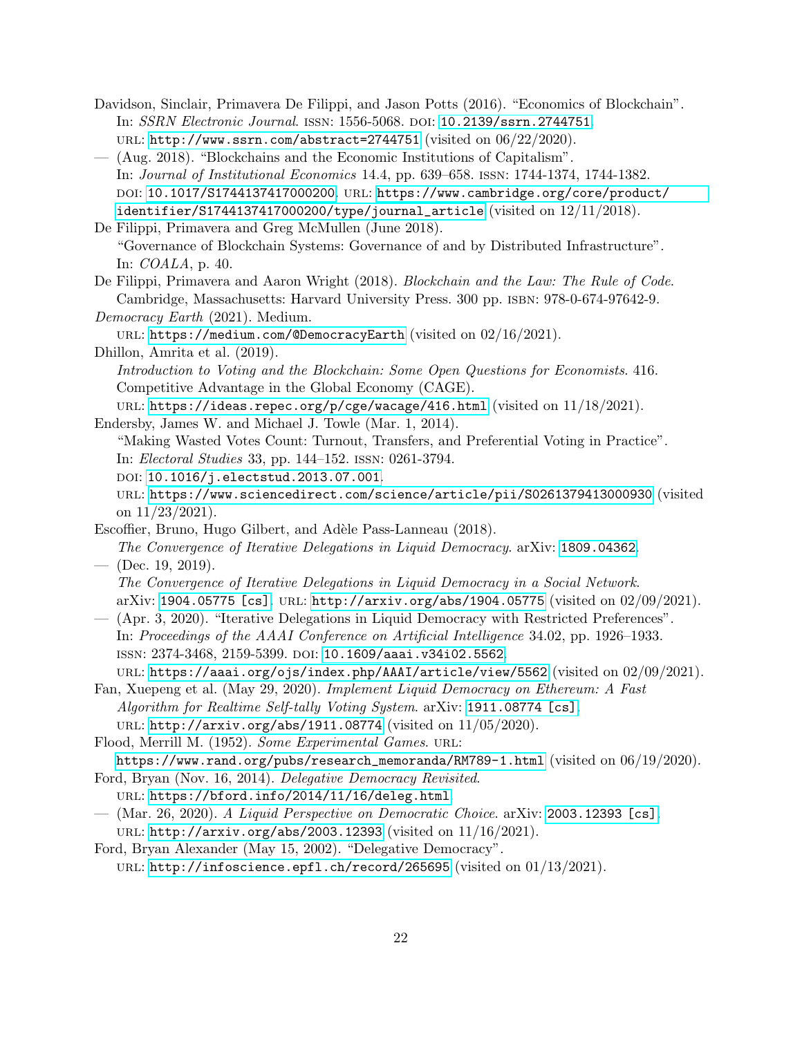Davidson, Sinclair, Primavera De Filippi, and Jason Potts (2016). "Economics of Blockchain". In: *SSRN Electronic Journal*. ISSN: 1556-5068. DOI: 10.2139/ssrn.2744751. URL: http://www.ssrn.com/abstract=2744751 (visited on 06/22/2020).

— (Aug. 2018). "Blockchains and the Economic Institutions of Capitalism". In: *Journal of Institutional Economics* 14.4, pp. 639–658. ISSN: 1744-1374, 1744-1382. DOI: 10.1017/S1744137417000200. URL: https://www.cambridge.org/core/product/identifier/S1744137417000200/type/journal_article (visited on 12/11/2018).

De Filippi, Primavera and Greg McMullen (June 2018). "Governance of Blockchain Systems: Governance of and by Distributed Infrastructure". In: *COALA*, p. 40.

De Filippi, Primavera and Aaron Wright (2018). *Blockchain and the Law: The Rule of Code*. Cambridge, Massachusetts: Harvard University Press. 300 pp. ISBN: 978-0-674-97642-9.

*Democracy Earth* (2021). Medium. URL: https://medium.com/@DemocracyEarth (visited on 02/16/2021).

Dhillon, Amrita et al. (2019). *Introduction to Voting and the Blockchain: Some Open Questions for Economists*. 416. Competitive Advantage in the Global Economy (CAGE). URL: https://ideas.repec.org/p/cge/wacage/416.html (visited on 11/18/2021).

Endersby, James W. and Michael J. Towle (Mar. 1, 2014). "Making Wasted Votes Count: Turnout, Transfers, and Preferential Voting in Practice". In: *Electoral Studies* 33, pp. 144–152. ISSN: 0261-3794. DOI: 10.1016/j.electstud.2013.07.001. URL: https://www.sciencedirect.com/science/article/pii/S0261379413000930 (visited on 11/23/2021).

Escoffier, Bruno, Hugo Gilbert, and Adèle Pass-Lanneau (2018). *The Convergence of Iterative Delegations in Liquid Democracy*. arXiv: 1809.04362.

— (Dec. 19, 2019). *The Convergence of Iterative Delegations in Liquid Democracy in a Social Network*. arXiv: 1904.05775 [cs]. URL: http://arxiv.org/abs/1904.05775 (visited on 02/09/2021).

— (Apr. 3, 2020). "Iterative Delegations in Liquid Democracy with Restricted Preferences". In: *Proceedings of the AAAI Conference on Artificial Intelligence* 34.02, pp. 1926–1933. ISSN: 2374-3468, 2159-5399. DOI: 10.1609/aaai.v34i02.5562. URL: https://aaai.org/ojs/index.php/AAAI/article/view/5562 (visited on 02/09/2021).

Fan, Xuepeng et al. (May 29, 2020). *Implement Liquid Democracy on Ethereum: A Fast Algorithm for Realtime Self-tally Voting System*. arXiv: 1911.08774 [cs]. URL: http://arxiv.org/abs/1911.08774 (visited on 11/05/2020).

Flood, Merrill M. (1952). *Some Experimental Games*. URL: https://www.rand.org/pubs/research_memoranda/RM789-1.html (visited on 06/19/2020).

Ford, Bryan (Nov. 16, 2014). *Delegative Democracy Revisited*. URL: https://bford.info/2014/11/16/deleg.html.

— (Mar. 26, 2020). *A Liquid Perspective on Democratic Choice*. arXiv: 2003.12393 [cs]. URL: http://arxiv.org/abs/2003.12393 (visited on 11/16/2021).

Ford, Bryan Alexander (May 15, 2002). "Delegative Democracy". URL: http://infoscience.epfl.ch/record/265695 (visited on 01/13/2021).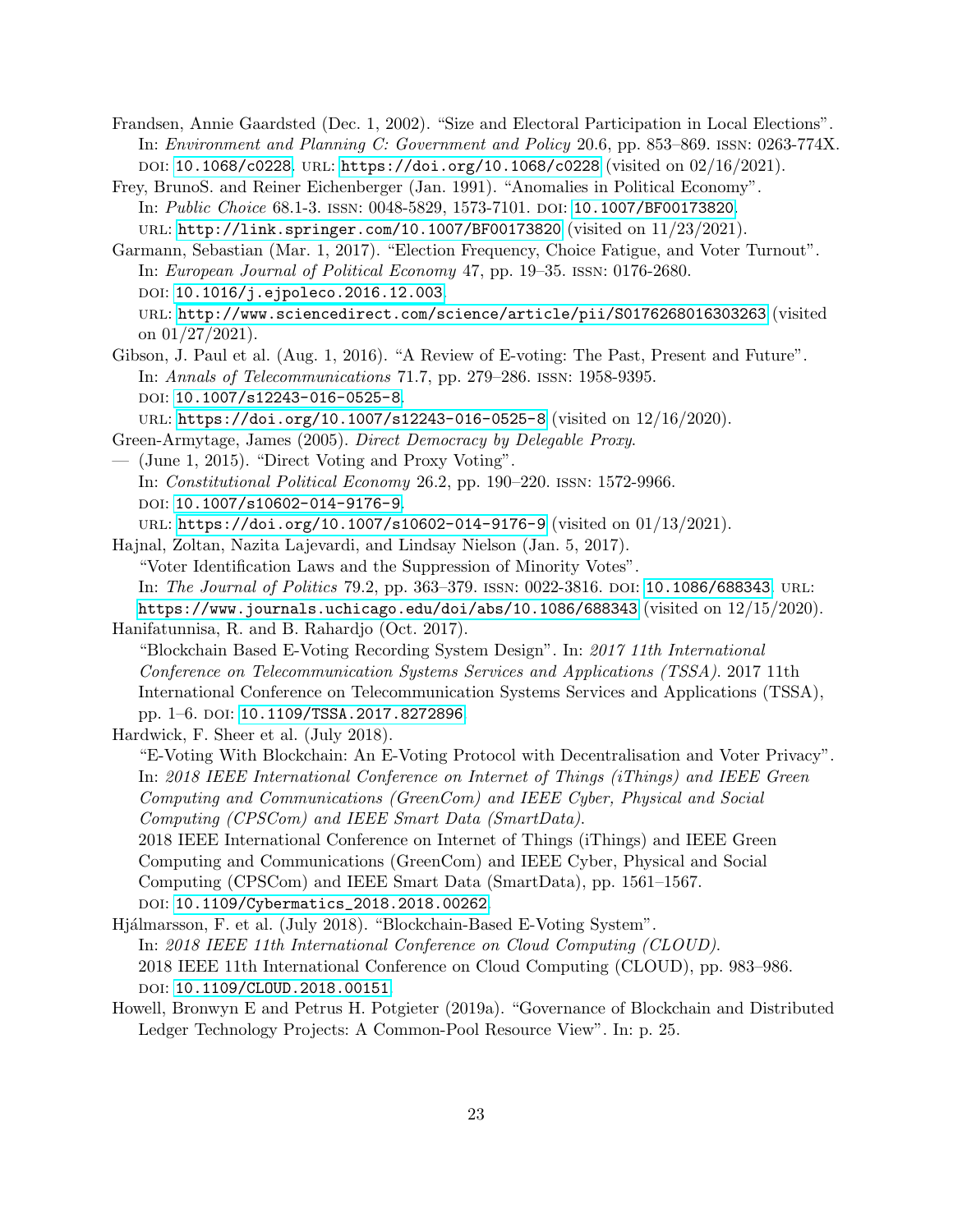Frandsen, Annie Gaardsted (Dec. 1, 2002). "Size and Electoral Participation in Local Elections". In: *Environment and Planning C: Government and Policy* 20.6, pp. 853–869. ISSN: 0263-774X. DOI: 10.1068/c0228. URL: https://doi.org/10.1068/c0228 (visited on 02/16/2021).

Frey, BrunoS. and Reiner Eichenberger (Jan. 1991). "Anomalies in Political Economy". In: *Public Choice* 68.1-3. ISSN: 0048-5829, 1573-7101. DOI: 10.1007/BF00173820. URL: http://link.springer.com/10.1007/BF00173820 (visited on 11/23/2021).

Garmann, Sebastian (Mar. 1, 2017). "Election Frequency, Choice Fatigue, and Voter Turnout". In: *European Journal of Political Economy* 47, pp. 19–35. ISSN: 0176-2680. DOI: 10.1016/j.ejpoleco.2016.12.003. URL: http://www.sciencedirect.com/science/article/pii/S0176268016303263 (visited on 01/27/2021).

Gibson, J. Paul et al. (Aug. 1, 2016). "A Review of E-voting: The Past, Present and Future". In: *Annals of Telecommunications* 71.7, pp. 279–286. ISSN: 1958-9395. DOI: 10.1007/s12243-016-0525-8. URL: https://doi.org/10.1007/s12243-016-0525-8 (visited on 12/16/2020).

Green-Armytage, James (2005). *Direct Democracy by Delegable Proxy*.

— (June 1, 2015). "Direct Voting and Proxy Voting". In: *Constitutional Political Economy* 26.2, pp. 190–220. ISSN: 1572-9966. DOI: 10.1007/s10602-014-9176-9. URL: https://doi.org/10.1007/s10602-014-9176-9 (visited on 01/13/2021).

Hajnal, Zoltan, Nazita Lajevardi, and Lindsay Nielson (Jan. 5, 2017). "Voter Identification Laws and the Suppression of Minority Votes". In: *The Journal of Politics* 79.2, pp. 363–379. ISSN: 0022-3816. DOI: 10.1086/688343. URL: https://www.journals.uchicago.edu/doi/abs/10.1086/688343 (visited on 12/15/2020).

Hanifatunnisa, R. and B. Rahardjo (Oct. 2017). "Blockchain Based E-Voting Recording System Design". In: *2017 11th International Conference on Telecommunication Systems Services and Applications (TSSA)*. 2017 11th International Conference on Telecommunication Systems Services and Applications (TSSA), pp. 1–6. DOI: 10.1109/TSSA.2017.8272896.

Hardwick, F. Sheer et al. (July 2018). "E-Voting With Blockchain: An E-Voting Protocol with Decentralisation and Voter Privacy". In: *2018 IEEE International Conference on Internet of Things (iThings) and IEEE Green Computing and Communications (GreenCom) and IEEE Cyber, Physical and Social Computing (CPSCom) and IEEE Smart Data (SmartData)*. 2018 IEEE International Conference on Internet of Things (iThings) and IEEE Green Computing and Communications (GreenCom) and IEEE Cyber, Physical and Social Computing (CPSCom) and IEEE Smart Data (SmartData), pp. 1561–1567. DOI: 10.1109/Cybermatics_2018.2018.00262.

Hjálmarsson, F. et al. (July 2018). "Blockchain-Based E-Voting System". In: *2018 IEEE 11th International Conference on Cloud Computing (CLOUD)*. 2018 IEEE 11th International Conference on Cloud Computing (CLOUD), pp. 983–986. DOI: 10.1109/CLOUD.2018.00151.

Howell, Bronwyn E and Petrus H. Potgieter (2019a). "Governance of Blockchain and Distributed Ledger Technology Projects: A Common-Pool Resource View". In: p. 25.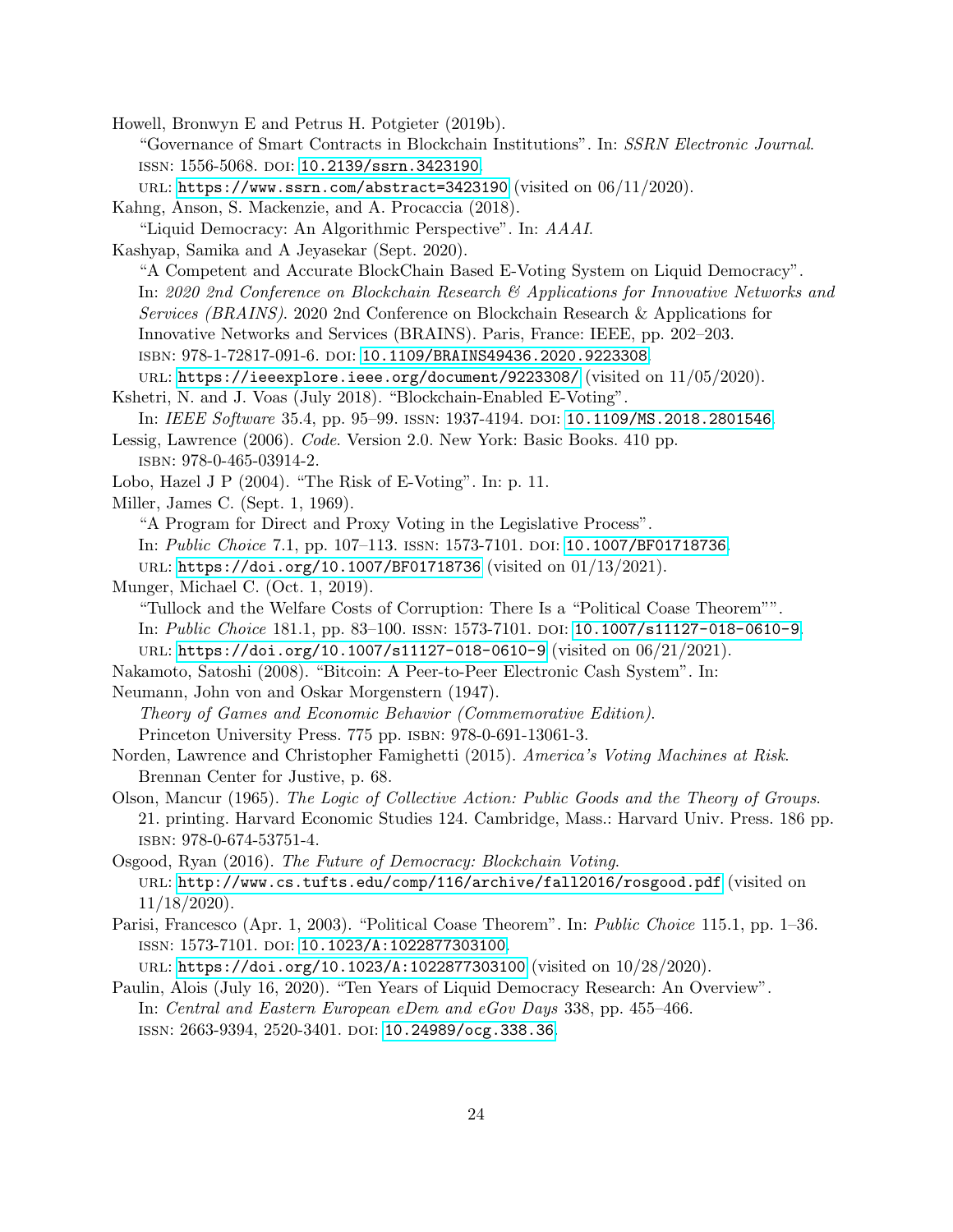Howell, Bronwyn E and Petrus H. Potgieter (2019b).
"Governance of Smart Contracts in Blockchain Institutions". In: *SSRN Electronic Journal*.
ISSN: 1556-5068. DOI: 10.2139/ssrn.3423190.
URL: https://www.ssrn.com/abstract=3423190 (visited on 06/11/2020).

Kahng, Anson, S. Mackenzie, and A. Procaccia (2018).
"Liquid Democracy: An Algorithmic Perspective". In: *AAAI*.

Kashyap, Samika and A Jeyasekar (Sept. 2020).
"A Competent and Accurate BlockChain Based E-Voting System on Liquid Democracy".
In: *2020 2nd Conference on Blockchain Research & Applications for Innovative Networks and Services (BRAINS)*. 2020 2nd Conference on Blockchain Research & Applications for Innovative Networks and Services (BRAINS). Paris, France: IEEE, pp. 202–203.
ISBN: 978-1-72817-091-6. DOI: 10.1109/BRAINS49436.2020.9223308.
URL: https://ieeexplore.ieee.org/document/9223308/ (visited on 11/05/2020).

Kshetri, N. and J. Voas (July 2018). "Blockchain-Enabled E-Voting".
In: *IEEE Software* 35.4, pp. 95–99. ISSN: 1937-4194. DOI: 10.1109/MS.2018.2801546.

Lessig, Lawrence (2006). *Code*. Version 2.0. New York: Basic Books. 410 pp.
ISBN: 978-0-465-03914-2.

Lobo, Hazel J P (2004). "The Risk of E-Voting". In: p. 11.

Miller, James C. (Sept. 1, 1969).
"A Program for Direct and Proxy Voting in the Legislative Process".
In: *Public Choice* 7.1, pp. 107–113. ISSN: 1573-7101. DOI: 10.1007/BF01718736.
URL: https://doi.org/10.1007/BF01718736 (visited on 01/13/2021).

Munger, Michael C. (Oct. 1, 2019).
"Tullock and the Welfare Costs of Corruption: There Is a "Political Coase Theorem"".
In: *Public Choice* 181.1, pp. 83–100. ISSN: 1573-7101. DOI: 10.1007/s11127-018-0610-9.
URL: https://doi.org/10.1007/s11127-018-0610-9 (visited on 06/21/2021).

Nakamoto, Satoshi (2008). "Bitcoin: A Peer-to-Peer Electronic Cash System". In:

Neumann, John von and Oskar Morgenstern (1947).
*Theory of Games and Economic Behavior (Commemorative Edition)*.
Princeton University Press. 775 pp. ISBN: 978-0-691-13061-3.

Norden, Lawrence and Christopher Famighetti (2015). *America's Voting Machines at Risk*.
Brennan Center for Justive, p. 68.

Olson, Mancur (1965). *The Logic of Collective Action: Public Goods and the Theory of Groups*.
21. printing. Harvard Economic Studies 124. Cambridge, Mass.: Harvard Univ. Press. 186 pp.
ISBN: 978-0-674-53751-4.

Osgood, Ryan (2016). *The Future of Democracy: Blockchain Voting*.
URL: http://www.cs.tufts.edu/comp/116/archive/fall2016/rosgood.pdf (visited on 11/18/2020).

Parisi, Francesco (Apr. 1, 2003). "Political Coase Theorem". In: *Public Choice* 115.1, pp. 1–36.
ISSN: 1573-7101. DOI: 10.1023/A:1022877303100.
URL: https://doi.org/10.1023/A:1022877303100 (visited on 10/28/2020).

Paulin, Alois (July 16, 2020). "Ten Years of Liquid Democracy Research: An Overview".
In: *Central and Eastern European eDem and eGov Days* 338, pp. 455–466.
ISSN: 2663-9394, 2520-3401. DOI: 10.24989/ocg.338.36.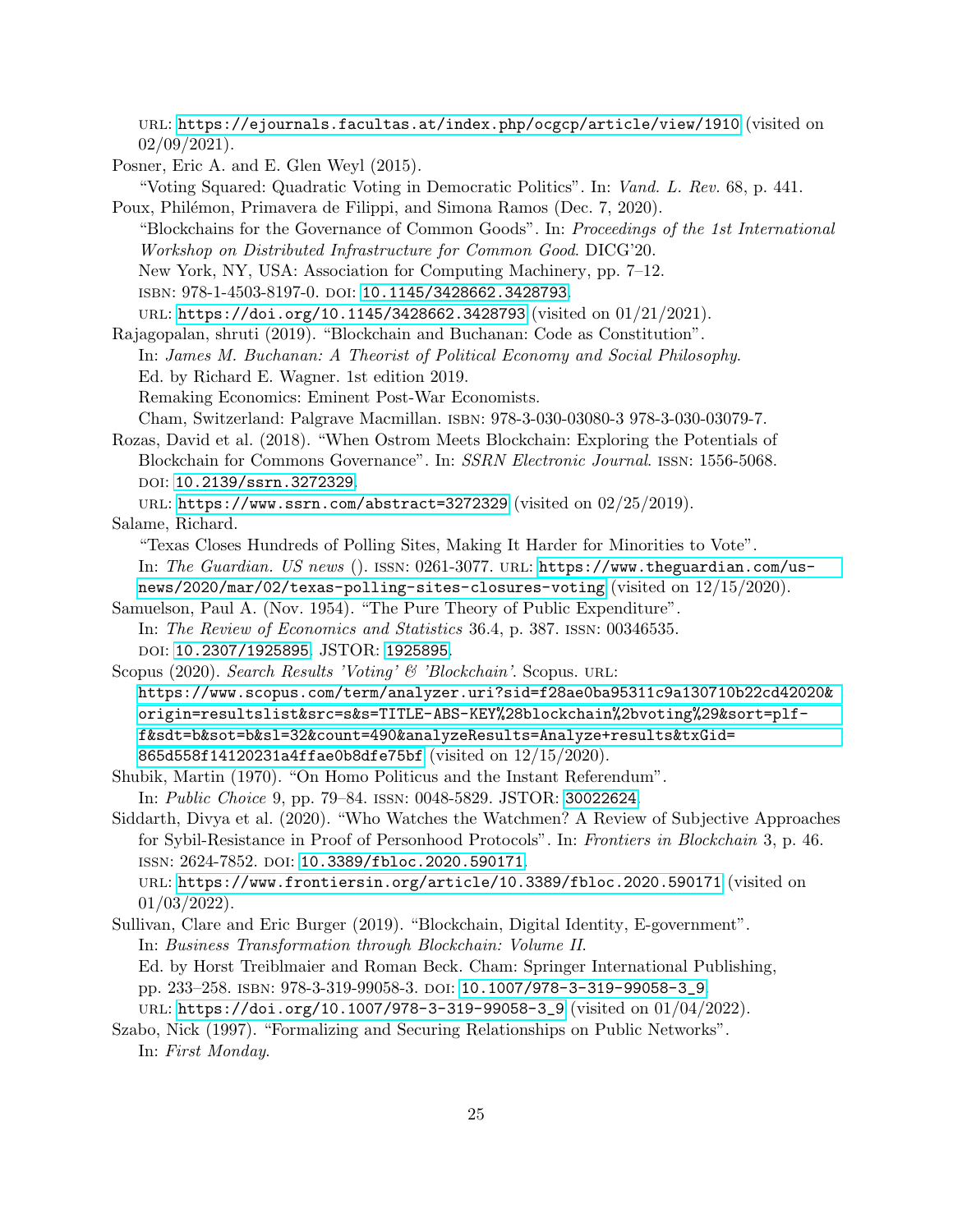URL: https://ejournals.facultas.at/index.php/ocgcp/article/view/1910 (visited on 02/09/2021).

Posner, Eric A. and E. Glen Weyl (2015). "Voting Squared: Quadratic Voting in Democratic Politics". In: *Vand. L. Rev.* 68, p. 441.

Poux, Philémon, Primavera de Filippi, and Simona Ramos (Dec. 7, 2020). "Blockchains for the Governance of Common Goods". In: *Proceedings of the 1st International Workshop on Distributed Infrastructure for Common Good*. DICG'20. New York, NY, USA: Association for Computing Machinery, pp. 7–12. ISBN: 978-1-4503-8197-0. DOI: 10.1145/3428662.3428793. URL: https://doi.org/10.1145/3428662.3428793 (visited on 01/21/2021).

Rajagopalan, shruti (2019). "Blockchain and Buchanan: Code as Constitution". In: *James M. Buchanan: A Theorist of Political Economy and Social Philosophy*. Ed. by Richard E. Wagner. 1st edition 2019. Remaking Economics: Eminent Post-War Economists. Cham, Switzerland: Palgrave Macmillan. ISBN: 978-3-030-03080-3 978-3-030-03079-7.

Rozas, David et al. (2018). "When Ostrom Meets Blockchain: Exploring the Potentials of Blockchain for Commons Governance". In: *SSRN Electronic Journal*. ISSN: 1556-5068. DOI: 10.2139/ssrn.3272329. URL: https://www.ssrn.com/abstract=3272329 (visited on 02/25/2019).

Salame, Richard. "Texas Closes Hundreds of Polling Sites, Making It Harder for Minorities to Vote". In: *The Guardian. US news* (). ISSN: 0261-3077. URL: https://www.theguardian.com/us-news/2020/mar/02/texas-polling-sites-closures-voting (visited on 12/15/2020).

Samuelson, Paul A. (Nov. 1954). "The Pure Theory of Public Expenditure". In: *The Review of Economics and Statistics* 36.4, p. 387. ISSN: 00346535. DOI: 10.2307/1925895. JSTOR: 1925895.

Scopus (2020). *Search Results 'Voting' & 'Blockchain'*. Scopus. URL: https://www.scopus.com/term/analyzer.uri?sid=f28ae0ba95311c9a130710b22cd42020&origin=resultslist&src=s&s=TITLE-ABS-KEY%28blockchain%2bvoting%29&sort=plf-f&sdt=b&sot=b&sl=32&count=490&analyzeResults=Analyze+results&txGid=865d558f14120231a4ffae0b8dfe75bf (visited on 12/15/2020).

Shubik, Martin (1970). "On Homo Politicus and the Instant Referendum". In: *Public Choice* 9, pp. 79–84. ISSN: 0048-5829. JSTOR: 30022624.

Siddarth, Divya et al. (2020). "Who Watches the Watchmen? A Review of Subjective Approaches for Sybil-Resistance in Proof of Personhood Protocols". In: *Frontiers in Blockchain* 3, p. 46. ISSN: 2624-7852. DOI: 10.3389/fbloc.2020.590171. URL: https://www.frontiersin.org/article/10.3389/fbloc.2020.590171 (visited on 01/03/2022).

Sullivan, Clare and Eric Burger (2019). "Blockchain, Digital Identity, E-government". In: *Business Transformation through Blockchain: Volume II*. Ed. by Horst Treiblmaier and Roman Beck. Cham: Springer International Publishing, pp. 233–258. ISBN: 978-3-319-99058-3. DOI: 10.1007/978-3-319-99058-3_9. URL: https://doi.org/10.1007/978-3-319-99058-3_9 (visited on 01/04/2022).

Szabo, Nick (1997). "Formalizing and Securing Relationships on Public Networks". In: *First Monday*.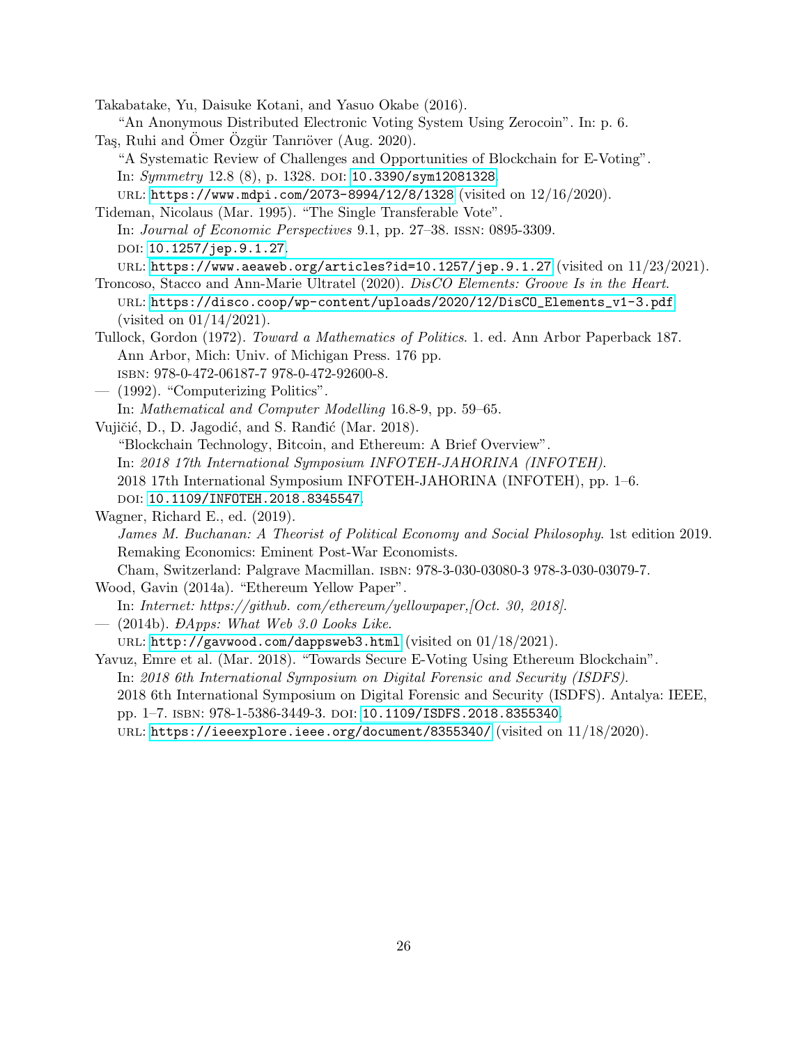Takabatake, Yu, Daisuke Kotani, and Yasuo Okabe (2016).
"An Anonymous Distributed Electronic Voting System Using Zerocoin". In: p. 6.

Taş, Ruhi and Ömer Özgür Tanrıöver (Aug. 2020).
"A Systematic Review of Challenges and Opportunities of Blockchain for E-Voting".
In: *Symmetry* 12.8 (8), p. 1328. DOI: 10.3390/sym12081328.
URL: https://www.mdpi.com/2073-8994/12/8/1328 (visited on 12/16/2020).

Tideman, Nicolaus (Mar. 1995). "The Single Transferable Vote".
In: *Journal of Economic Perspectives* 9.1, pp. 27–38. ISSN: 0895-3309.
DOI: 10.1257/jep.9.1.27.
URL: https://www.aeaweb.org/articles?id=10.1257/jep.9.1.27 (visited on 11/23/2021).

Troncoso, Stacco and Ann-Marie Ultratel (2020). *DisCO Elements: Groove Is in the Heart*.
URL: https://disco.coop/wp-content/uploads/2020/12/DisCO_Elements_v1-3.pdf
(visited on 01/14/2021).

Tullock, Gordon (1972). *Toward a Mathematics of Politics*. 1. ed. Ann Arbor Paperback 187.
Ann Arbor, Mich: Univ. of Michigan Press. 176 pp.
ISBN: 978-0-472-06187-7 978-0-472-92600-8.

— (1992). "Computerizing Politics".
In: *Mathematical and Computer Modelling* 16.8-9, pp. 59–65.

Vujičić, D., D. Jagodić, and S. Ranđić (Mar. 2018).
"Blockchain Technology, Bitcoin, and Ethereum: A Brief Overview".
In: *2018 17th International Symposium INFOTEH-JAHORINA (INFOTEH)*.
2018 17th International Symposium INFOTEH-JAHORINA (INFOTEH), pp. 1–6.
DOI: 10.1109/INFOTEH.2018.8345547.

Wagner, Richard E., ed. (2019).
*James M. Buchanan: A Theorist of Political Economy and Social Philosophy*. 1st edition 2019.
Remaking Economics: Eminent Post-War Economists.
Cham, Switzerland: Palgrave Macmillan. ISBN: 978-3-030-03080-3 978-3-030-03079-7.

Wood, Gavin (2014a). "Ethereum Yellow Paper".
In: *Internet: https://github. com/ethereum/yellowpaper,[Oct. 30, 2018]*.

— (2014b). *ÐApps: What Web 3.0 Looks Like*.
URL: http://gavwood.com/dappsweb3.html (visited on 01/18/2021).

Yavuz, Emre et al. (Mar. 2018). "Towards Secure E-Voting Using Ethereum Blockchain".
In: *2018 6th International Symposium on Digital Forensic and Security (ISDFS)*.
2018 6th International Symposium on Digital Forensic and Security (ISDFS). Antalya: IEEE,
pp. 1–7. ISBN: 978-1-5386-3449-3. DOI: 10.1109/ISDFS.2018.8355340.
URL: https://ieeexplore.ieee.org/document/8355340/ (visited on 11/18/2020).